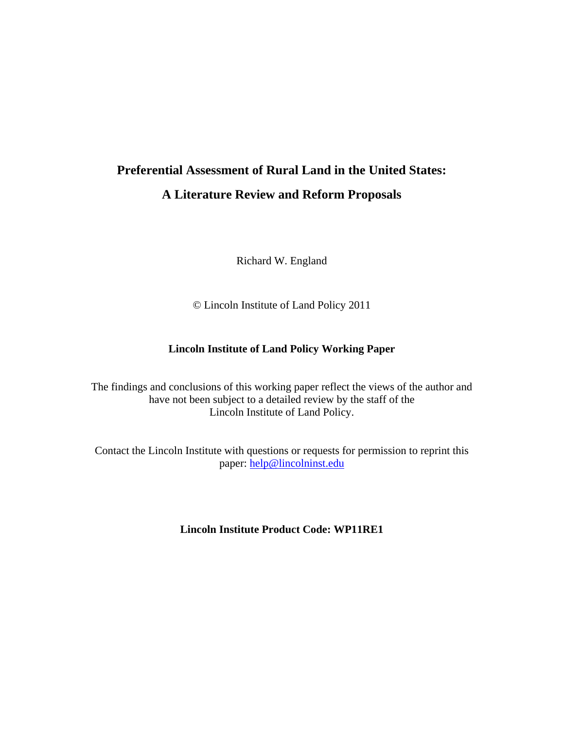# Preferential Assessment of Rural Land in the United States:

# A Literature Review and Reform Proposals

Richard W. England

© Lincoln Institute of Land Policy 2011

**Lincoln Institute of Land Policy Working Paper**

The findings and conclusions of this working paper reflect the views of the author and have not been subject to a detailed review by the staff of the Lincoln Institute of Land Policy.

Contact the Lincoln Institute with questions or requests for permission to reprint this paper: help@lincolninst.edu

**Lincoln Institute Product Code: WP11RE1**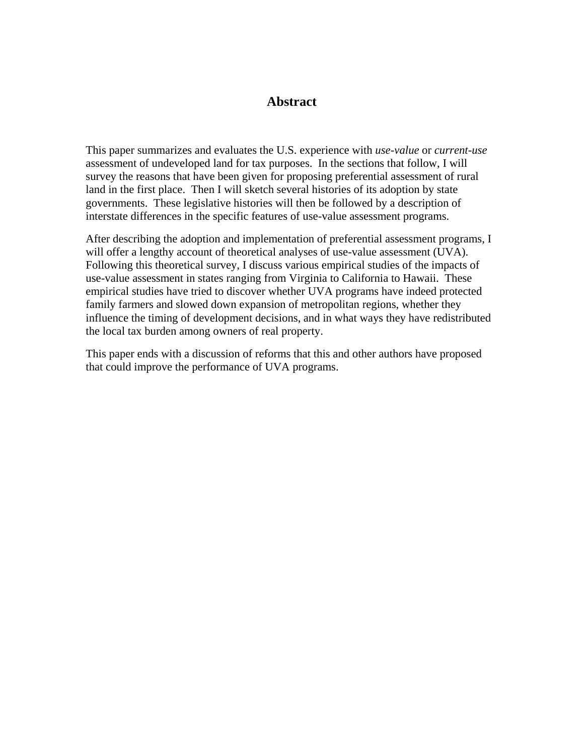## Abstract

This paper summarizes and evaluates the U.S. experience with *use-value* or *current-use* assessment of undeveloped land for tax purposes. In the sections that follow, I will survey the reasons that have been given for proposing preferential assessment of rural land in the first place. Then I will sketch several histories of its adoption by state governments. These legislative histories will then be followed by a description of interstate differences in the specific features of use-value assessment programs.

After describing the adoption and implementation of preferential assessment programs, I will offer a lengthy account of theoretical analyses of use-value assessment (UVA). Following this theoretical survey, I discuss various empirical studies of the impacts of use-value assessment in states ranging from Virginia to California to Hawaii. These empirical studies have tried to discover whether UVA programs have indeed protected family farmers and slowed down expansion of metropolitan regions, whether they influence the timing of development decisions, and in what ways they have redistributed the local tax burden among owners of real property.

This paper ends with a discussion of reforms that this and other authors have proposed that could improve the performance of UVA programs.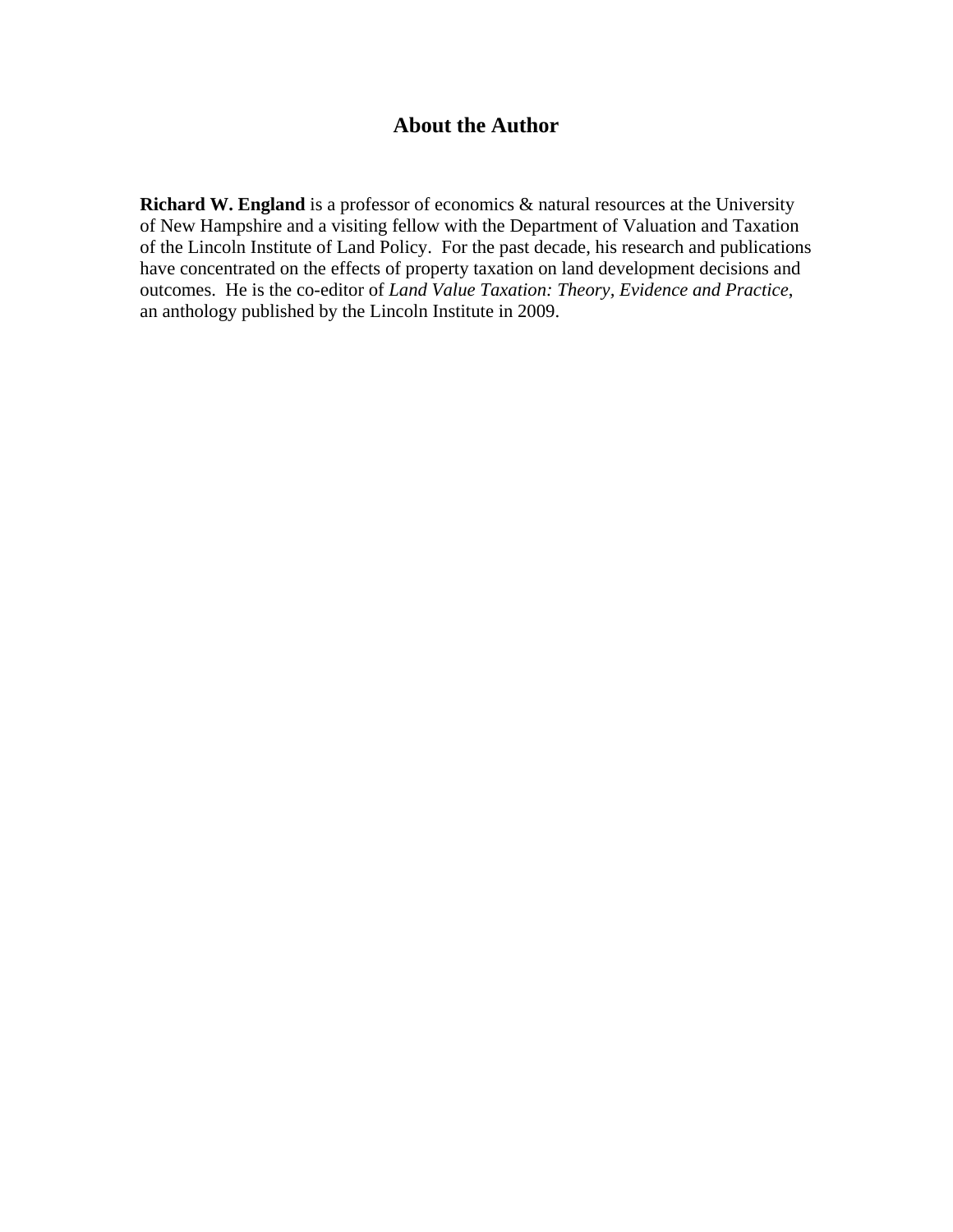## About the Author

**Richard W. England** is a professor of economics & natural resources at the University of New Hampshire and a visiting fellow with the Department of Valuation and Taxation of the Lincoln Institute of Land Policy. For the past decade, his research and publications have concentrated on the effects of property taxation on land development decisions and outcomes. He is the co-editor of *Land Value Taxation: Theory, Evidence and Practice*, an anthology published by the Lincoln Institute in 2009.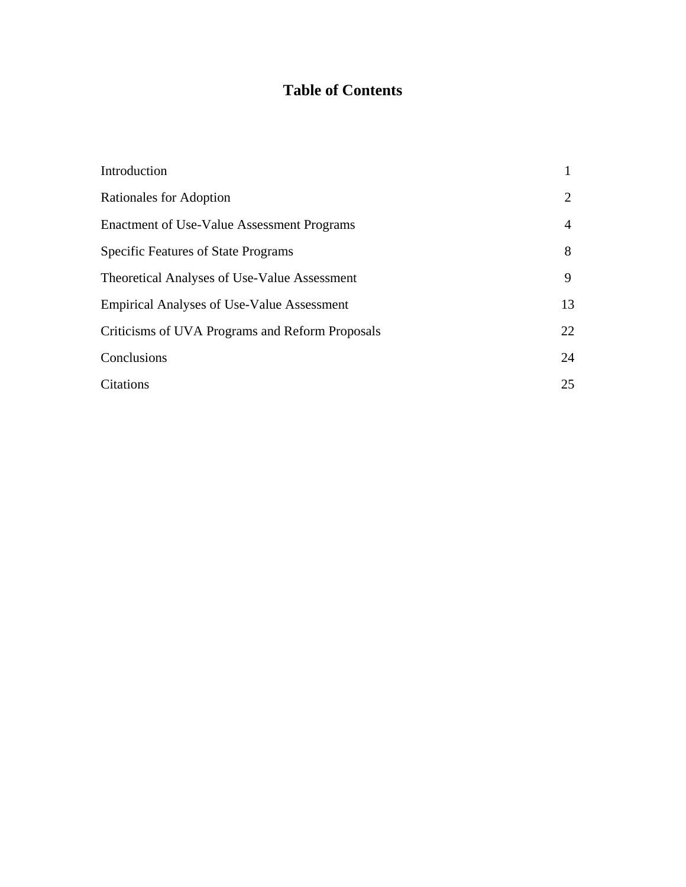# Table of Contents

| | |
|---|---|
| Introduction | 1 |
| Rationales for Adoption | 2 |
| Enactment of Use-Value Assessment Programs | 4 |
| Specific Features of State Programs | 8 |
| Theoretical Analyses of Use-Value Assessment | 9 |
| Empirical Analyses of Use-Value Assessment | 13 |
| Criticisms of UVA Programs and Reform Proposals | 22 |
| Conclusions | 24 |
| Citations | 25 |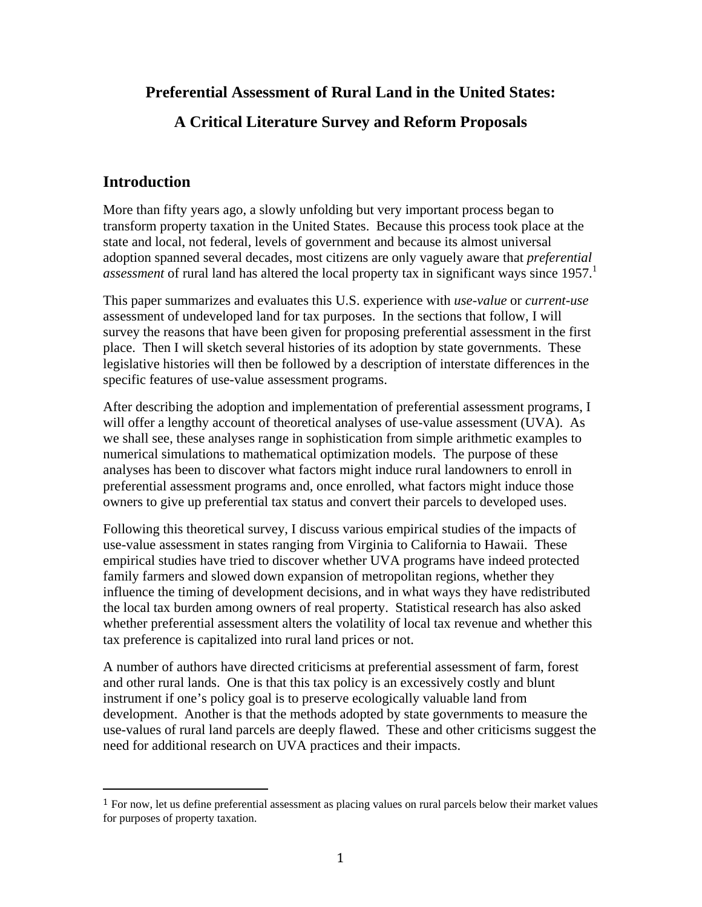# Preferential Assessment of Rural Land in the United States:

# A Critical Literature Survey and Reform Proposals

## Introduction

More than fifty years ago, a slowly unfolding but very important process began to transform property taxation in the United States. Because this process took place at the state and local, not federal, levels of government and because its almost universal adoption spanned several decades, most citizens are only vaguely aware that *preferential assessment* of rural land has altered the local property tax in significant ways since 1957.[1]

This paper summarizes and evaluates this U.S. experience with *use-value* or *current-use* assessment of undeveloped land for tax purposes. In the sections that follow, I will survey the reasons that have been given for proposing preferential assessment in the first place. Then I will sketch several histories of its adoption by state governments. These legislative histories will then be followed by a description of interstate differences in the specific features of use-value assessment programs.

After describing the adoption and implementation of preferential assessment programs, I will offer a lengthy account of theoretical analyses of use-value assessment (UVA). As we shall see, these analyses range in sophistication from simple arithmetic examples to numerical simulations to mathematical optimization models. The purpose of these analyses has been to discover what factors might induce rural landowners to enroll in preferential assessment programs and, once enrolled, what factors might induce those owners to give up preferential tax status and convert their parcels to developed uses.

Following this theoretical survey, I discuss various empirical studies of the impacts of use-value assessment in states ranging from Virginia to California to Hawaii. These empirical studies have tried to discover whether UVA programs have indeed protected family farmers and slowed down expansion of metropolitan regions, whether they influence the timing of development decisions, and in what ways they have redistributed the local tax burden among owners of real property. Statistical research has also asked whether preferential assessment alters the volatility of local tax revenue and whether this tax preference is capitalized into rural land prices or not.

A number of authors have directed criticisms at preferential assessment of farm, forest and other rural lands. One is that this tax policy is an excessively costly and blunt instrument if one's policy goal is to preserve ecologically valuable land from development. Another is that the methods adopted by state governments to measure the use-values of rural land parcels are deeply flawed. These and other criticisms suggest the need for additional research on UVA practices and their impacts.

---

[1] For now, let us define preferential assessment as placing values on rural parcels below their market values for purposes of property taxation.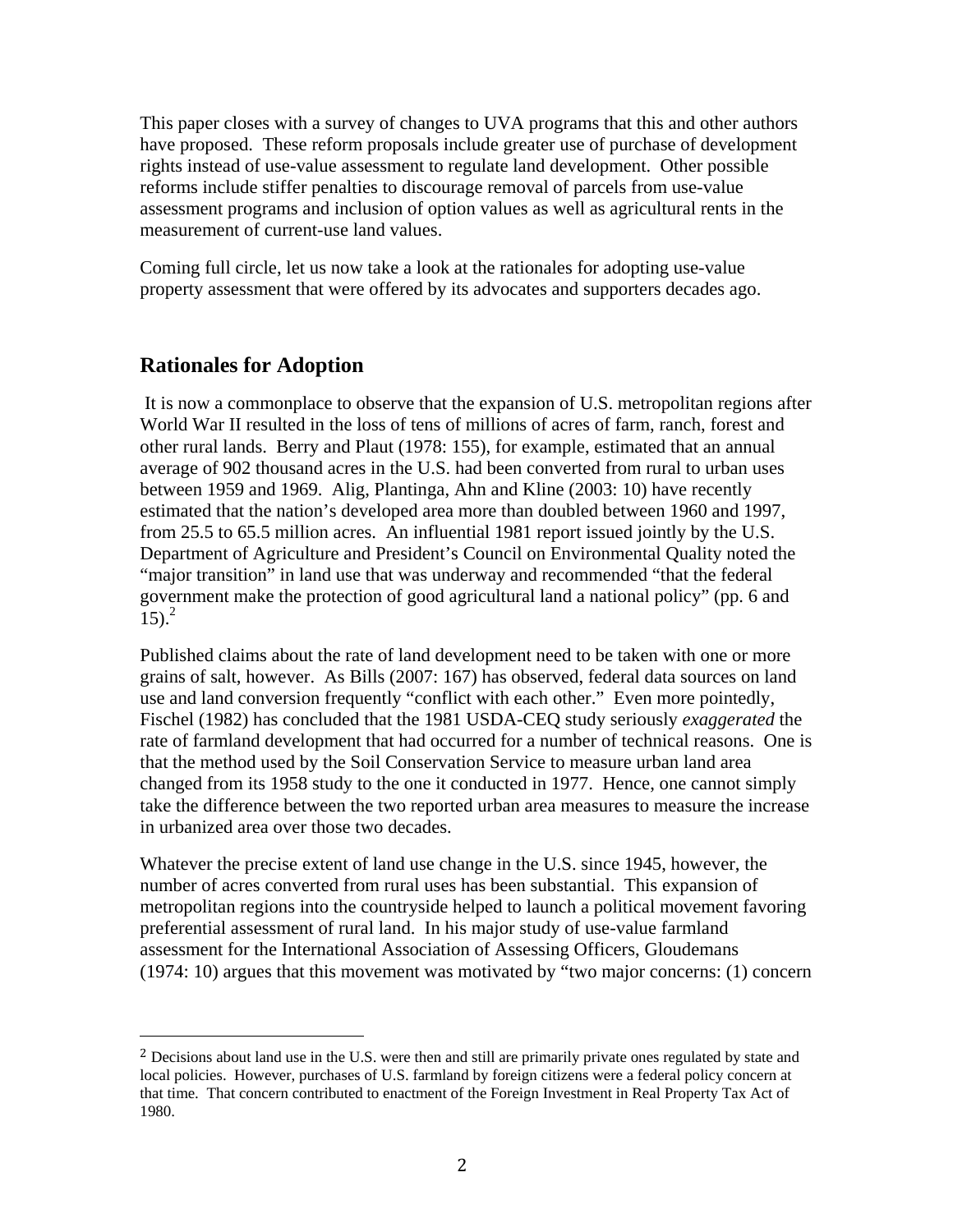This paper closes with a survey of changes to UVA programs that this and other authors have proposed. These reform proposals include greater use of purchase of development rights instead of use-value assessment to regulate land development. Other possible reforms include stiffer penalties to discourage removal of parcels from use-value assessment programs and inclusion of option values as well as agricultural rents in the measurement of current-use land values.

Coming full circle, let us now take a look at the rationales for adopting use-value property assessment that were offered by its advocates and supporters decades ago.

## Rationales for Adoption

It is now a commonplace to observe that the expansion of U.S. metropolitan regions after World War II resulted in the loss of tens of millions of acres of farm, ranch, forest and other rural lands. Berry and Plaut (1978: 155), for example, estimated that an annual average of 902 thousand acres in the U.S. had been converted from rural to urban uses between 1959 and 1969. Alig, Plantinga, Ahn and Kline (2003: 10) have recently estimated that the nation's developed area more than doubled between 1960 and 1997, from 25.5 to 65.5 million acres. An influential 1981 report issued jointly by the U.S. Department of Agriculture and President's Council on Environmental Quality noted the "major transition" in land use that was underway and recommended "that the federal government make the protection of good agricultural land a national policy" (pp. 6 and 15).[2]

Published claims about the rate of land development need to be taken with one or more grains of salt, however. As Bills (2007: 167) has observed, federal data sources on land use and land conversion frequently "conflict with each other." Even more pointedly, Fischel (1982) has concluded that the 1981 USDA-CEQ study seriously *exaggerated* the rate of farmland development that had occurred for a number of technical reasons. One is that the method used by the Soil Conservation Service to measure urban land area changed from its 1958 study to the one it conducted in 1977. Hence, one cannot simply take the difference between the two reported urban area measures to measure the increase in urbanized area over those two decades.

Whatever the precise extent of land use change in the U.S. since 1945, however, the number of acres converted from rural uses has been substantial. This expansion of metropolitan regions into the countryside helped to launch a political movement favoring preferential assessment of rural land. In his major study of use-value farmland assessment for the International Association of Assessing Officers, Gloudemans (1974: 10) argues that this movement was motivated by "two major concerns: (1) concern

[2] Decisions about land use in the U.S. were then and still are primarily private ones regulated by state and local policies. However, purchases of U.S. farmland by foreign citizens were a federal policy concern at that time. That concern contributed to enactment of the Foreign Investment in Real Property Tax Act of 1980.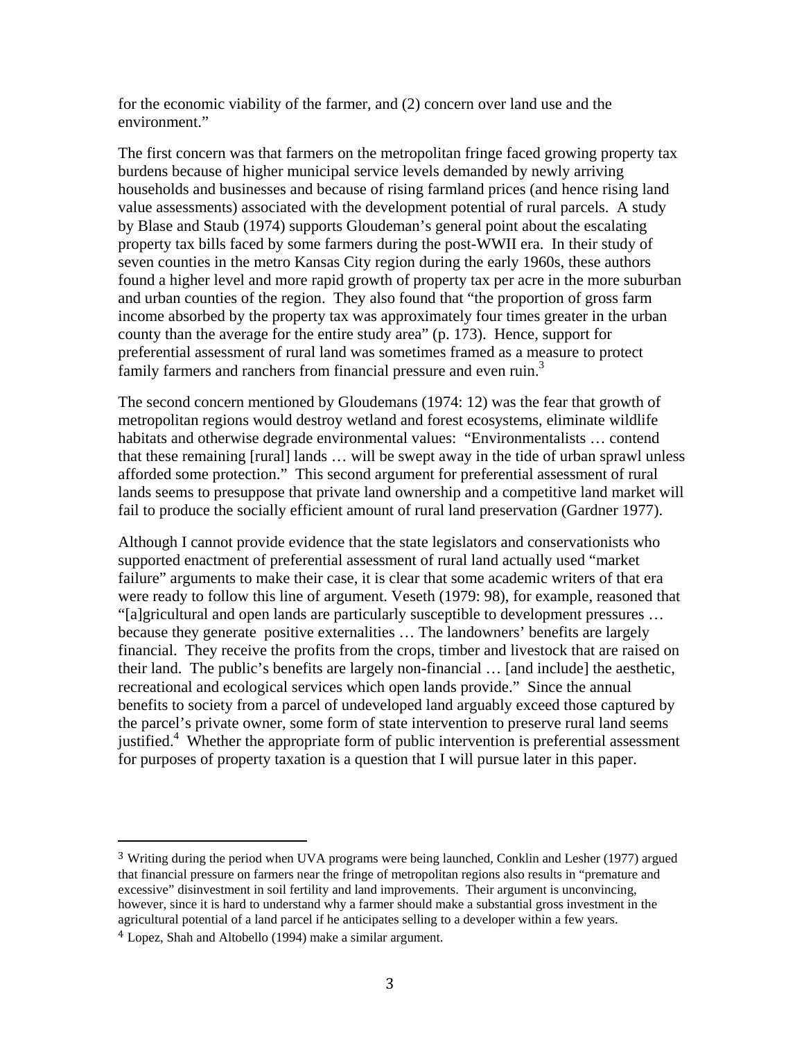for the economic viability of the farmer, and (2) concern over land use and the environment."

The first concern was that farmers on the metropolitan fringe faced growing property tax burdens because of higher municipal service levels demanded by newly arriving households and businesses and because of rising farmland prices (and hence rising land value assessments) associated with the development potential of rural parcels. A study by Blase and Staub (1974) supports Gloudeman's general point about the escalating property tax bills faced by some farmers during the post-WWII era. In their study of seven counties in the metro Kansas City region during the early 1960s, these authors found a higher level and more rapid growth of property tax per acre in the more suburban and urban counties of the region. They also found that "the proportion of gross farm income absorbed by the property tax was approximately four times greater in the urban county than the average for the entire study area" (p. 173). Hence, support for preferential assessment of rural land was sometimes framed as a measure to protect family farmers and ranchers from financial pressure and even ruin.[3]

The second concern mentioned by Gloudemans (1974: 12) was the fear that growth of metropolitan regions would destroy wetland and forest ecosystems, eliminate wildlife habitats and otherwise degrade environmental values: "Environmentalists … contend that these remaining [rural] lands … will be swept away in the tide of urban sprawl unless afforded some protection." This second argument for preferential assessment of rural lands seems to presuppose that private land ownership and a competitive land market will fail to produce the socially efficient amount of rural land preservation (Gardner 1977).

Although I cannot provide evidence that the state legislators and conservationists who supported enactment of preferential assessment of rural land actually used "market failure" arguments to make their case, it is clear that some academic writers of that era were ready to follow this line of argument. Veseth (1979: 98), for example, reasoned that "[a]gricultural and open lands are particularly susceptible to development pressures … because they generate positive externalities … The landowners' benefits are largely financial. They receive the profits from the crops, timber and livestock that are raised on their land. The public's benefits are largely non-financial … [and include] the aesthetic, recreational and ecological services which open lands provide." Since the annual benefits to society from a parcel of undeveloped land arguably exceed those captured by the parcel's private owner, some form of state intervention to preserve rural land seems justified.[4] Whether the appropriate form of public intervention is preferential assessment for purposes of property taxation is a question that I will pursue later in this paper.

---

[3] Writing during the period when UVA programs were being launched, Conklin and Lesher (1977) argued that financial pressure on farmers near the fringe of metropolitan regions also results in "premature and excessive" disinvestment in soil fertility and land improvements. Their argument is unconvincing, however, since it is hard to understand why a farmer should make a substantial gross investment in the agricultural potential of a land parcel if he anticipates selling to a developer within a few years.

[4] Lopez, Shah and Altobello (1994) make a similar argument.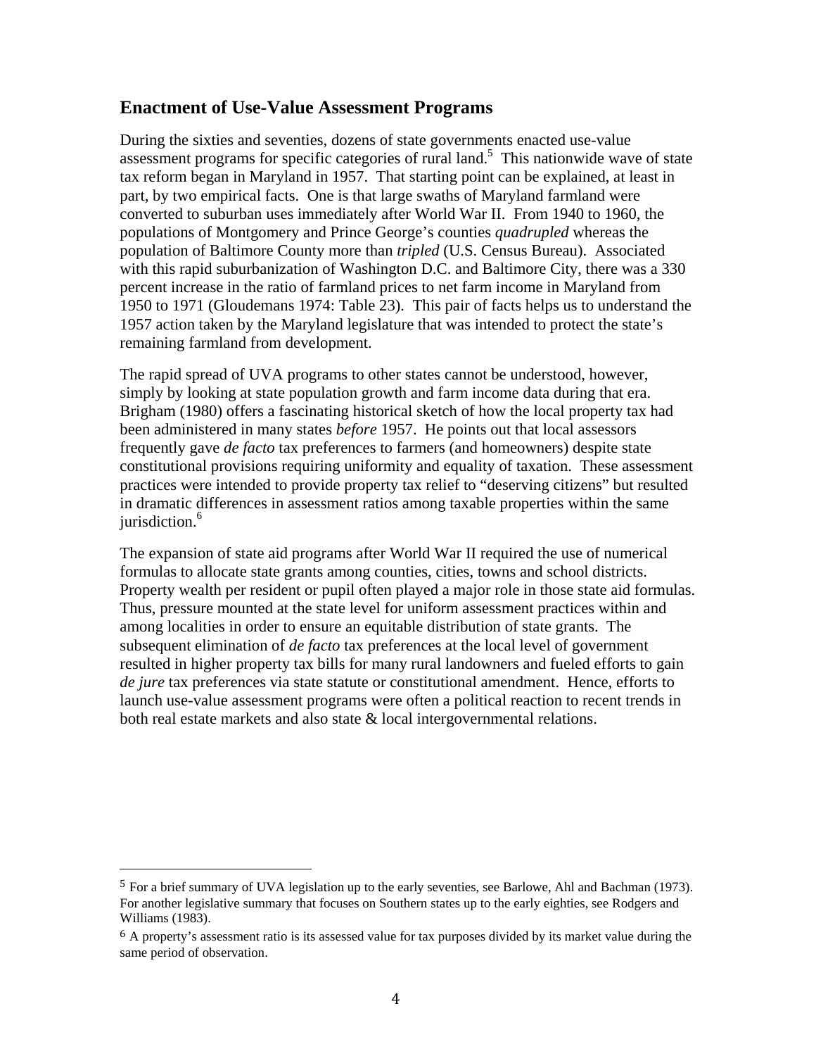## Enactment of Use-Value Assessment Programs

During the sixties and seventies, dozens of state governments enacted use-value assessment programs for specific categories of rural land.[5] This nationwide wave of state tax reform began in Maryland in 1957. That starting point can be explained, at least in part, by two empirical facts. One is that large swaths of Maryland farmland were converted to suburban uses immediately after World War II. From 1940 to 1960, the populations of Montgomery and Prince George's counties *quadrupled* whereas the population of Baltimore County more than *tripled* (U.S. Census Bureau). Associated with this rapid suburbanization of Washington D.C. and Baltimore City, there was a 330 percent increase in the ratio of farmland prices to net farm income in Maryland from 1950 to 1971 (Gloudemans 1974: Table 23). This pair of facts helps us to understand the 1957 action taken by the Maryland legislature that was intended to protect the state's remaining farmland from development.

The rapid spread of UVA programs to other states cannot be understood, however, simply by looking at state population growth and farm income data during that era. Brigham (1980) offers a fascinating historical sketch of how the local property tax had been administered in many states *before* 1957. He points out that local assessors frequently gave *de facto* tax preferences to farmers (and homeowners) despite state constitutional provisions requiring uniformity and equality of taxation. These assessment practices were intended to provide property tax relief to "deserving citizens" but resulted in dramatic differences in assessment ratios among taxable properties within the same jurisdiction.[6]

The expansion of state aid programs after World War II required the use of numerical formulas to allocate state grants among counties, cities, towns and school districts. Property wealth per resident or pupil often played a major role in those state aid formulas. Thus, pressure mounted at the state level for uniform assessment practices within and among localities in order to ensure an equitable distribution of state grants. The subsequent elimination of *de facto* tax preferences at the local level of government resulted in higher property tax bills for many rural landowners and fueled efforts to gain *de jure* tax preferences via state statute or constitutional amendment. Hence, efforts to launch use-value assessment programs were often a political reaction to recent trends in both real estate markets and also state & local intergovernmental relations.

---

[5] For a brief summary of UVA legislation up to the early seventies, see Barlowe, Ahl and Bachman (1973). For another legislative summary that focuses on Southern states up to the early eighties, see Rodgers and Williams (1983).

[6] A property's assessment ratio is its assessed value for tax purposes divided by its market value during the same period of observation.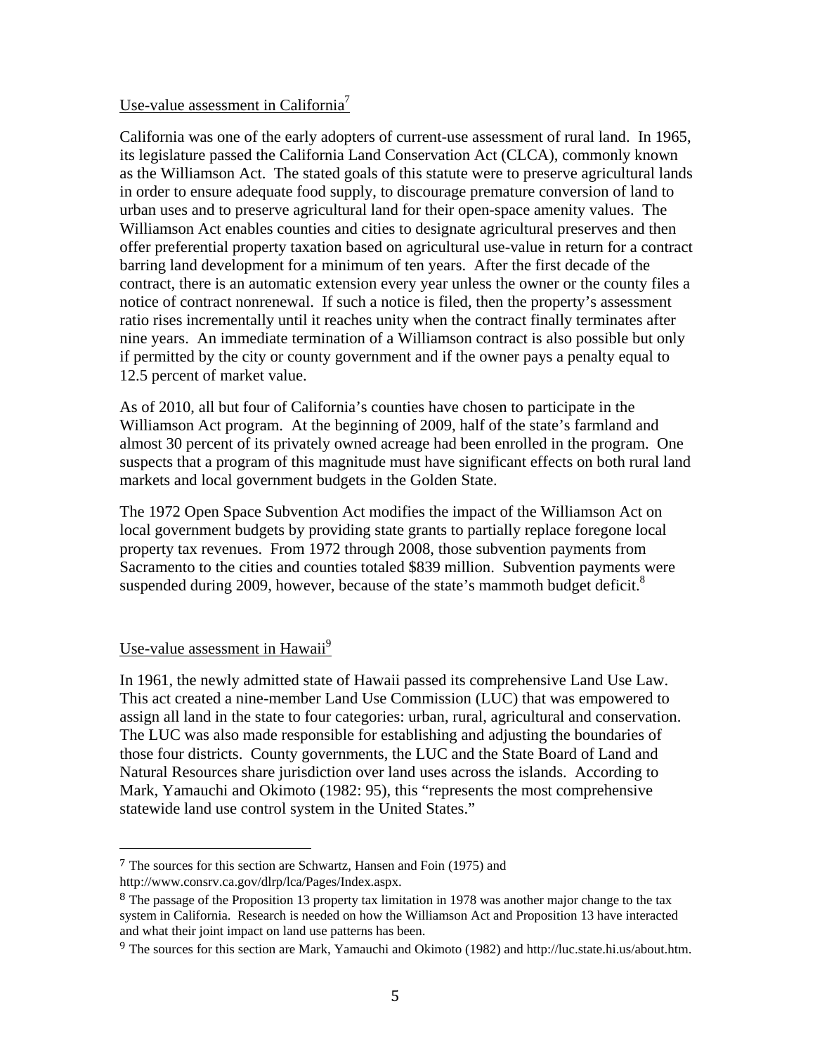Use-value assessment in California[7]

California was one of the early adopters of current-use assessment of rural land. In 1965, its legislature passed the California Land Conservation Act (CLCA), commonly known as the Williamson Act. The stated goals of this statute were to preserve agricultural lands in order to ensure adequate food supply, to discourage premature conversion of land to urban uses and to preserve agricultural land for their open-space amenity values. The Williamson Act enables counties and cities to designate agricultural preserves and then offer preferential property taxation based on agricultural use-value in return for a contract barring land development for a minimum of ten years. After the first decade of the contract, there is an automatic extension every year unless the owner or the county files a notice of contract nonrenewal. If such a notice is filed, then the property's assessment ratio rises incrementally until it reaches unity when the contract finally terminates after nine years. An immediate termination of a Williamson contract is also possible but only if permitted by the city or county government and if the owner pays a penalty equal to 12.5 percent of market value.

As of 2010, all but four of California's counties have chosen to participate in the Williamson Act program. At the beginning of 2009, half of the state's farmland and almost 30 percent of its privately owned acreage had been enrolled in the program. One suspects that a program of this magnitude must have significant effects on both rural land markets and local government budgets in the Golden State.

The 1972 Open Space Subvention Act modifies the impact of the Williamson Act on local government budgets by providing state grants to partially replace foregone local property tax revenues. From 1972 through 2008, those subvention payments from Sacramento to the cities and counties totaled \$839 million. Subvention payments were suspended during 2009, however, because of the state's mammoth budget deficit.[8]

Use-value assessment in Hawaii[9]

In 1961, the newly admitted state of Hawaii passed its comprehensive Land Use Law. This act created a nine-member Land Use Commission (LUC) that was empowered to assign all land in the state to four categories: urban, rural, agricultural and conservation. The LUC was also made responsible for establishing and adjusting the boundaries of those four districts. County governments, the LUC and the State Board of Land and Natural Resources share jurisdiction over land uses across the islands. According to Mark, Yamauchi and Okimoto (1982: 95), this "represents the most comprehensive statewide land use control system in the United States."

---

[7] The sources for this section are Schwartz, Hansen and Foin (1975) and http://www.consrv.ca.gov/dlrp/lca/Pages/Index.aspx.

[8] The passage of the Proposition 13 property tax limitation in 1978 was another major change to the tax system in California. Research is needed on how the Williamson Act and Proposition 13 have interacted and what their joint impact on land use patterns has been.

[9] The sources for this section are Mark, Yamauchi and Okimoto (1982) and http://luc.state.hi.us/about.htm.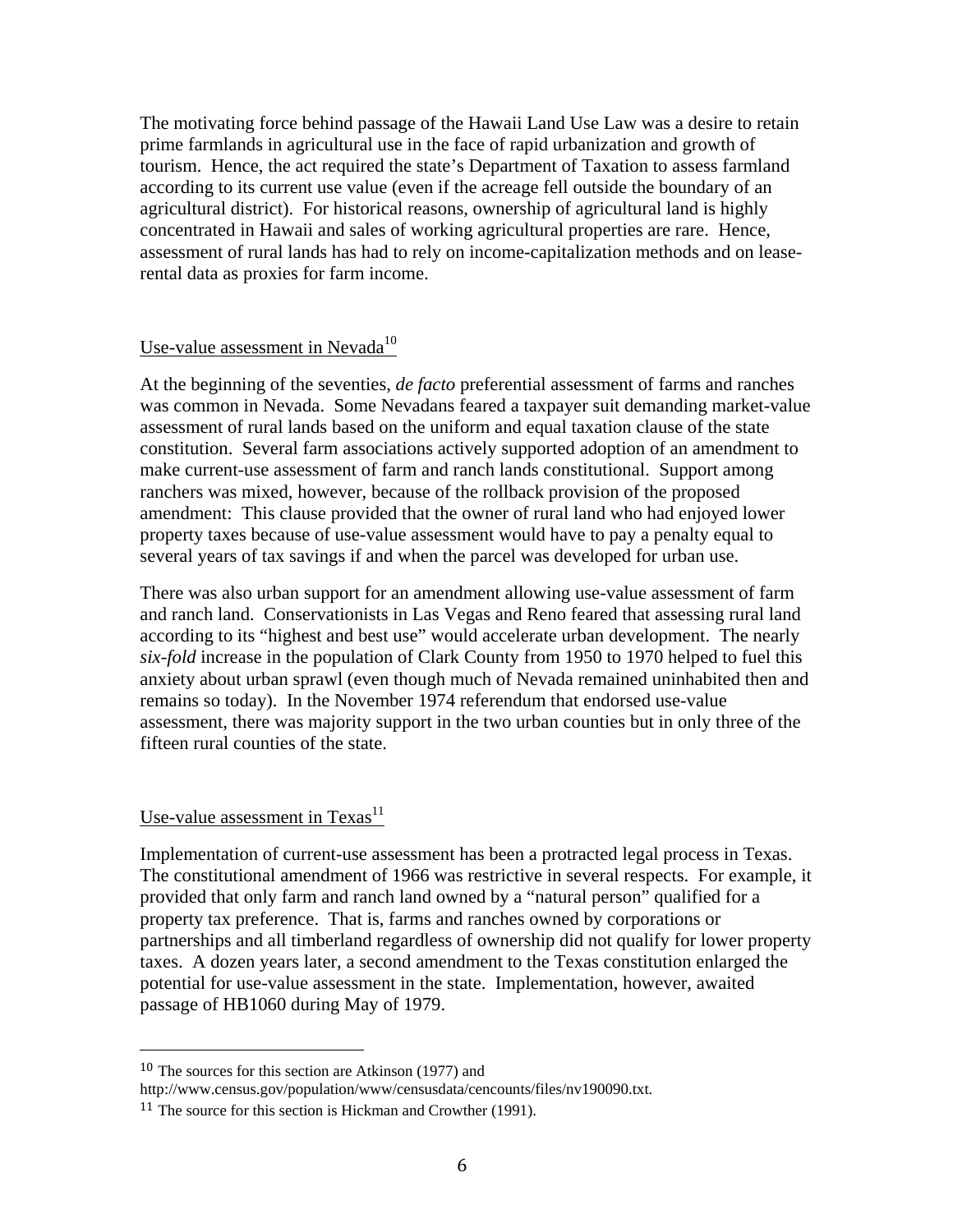The motivating force behind passage of the Hawaii Land Use Law was a desire to retain prime farmlands in agricultural use in the face of rapid urbanization and growth of tourism. Hence, the act required the state's Department of Taxation to assess farmland according to its current use value (even if the acreage fell outside the boundary of an agricultural district). For historical reasons, ownership of agricultural land is highly concentrated in Hawaii and sales of working agricultural properties are rare. Hence, assessment of rural lands has had to rely on income-capitalization methods and on lease-rental data as proxies for farm income.

### Use-value assessment in Nevada[10]

At the beginning of the seventies, *de facto* preferential assessment of farms and ranches was common in Nevada. Some Nevadans feared a taxpayer suit demanding market-value assessment of rural lands based on the uniform and equal taxation clause of the state constitution. Several farm associations actively supported adoption of an amendment to make current-use assessment of farm and ranch lands constitutional. Support among ranchers was mixed, however, because of the rollback provision of the proposed amendment: This clause provided that the owner of rural land who had enjoyed lower property taxes because of use-value assessment would have to pay a penalty equal to several years of tax savings if and when the parcel was developed for urban use.

There was also urban support for an amendment allowing use-value assessment of farm and ranch land. Conservationists in Las Vegas and Reno feared that assessing rural land according to its "highest and best use" would accelerate urban development. The nearly *six-fold* increase in the population of Clark County from 1950 to 1970 helped to fuel this anxiety about urban sprawl (even though much of Nevada remained uninhabited then and remains so today). In the November 1974 referendum that endorsed use-value assessment, there was majority support in the two urban counties but in only three of the fifteen rural counties of the state.

### Use-value assessment in Texas[11]

Implementation of current-use assessment has been a protracted legal process in Texas. The constitutional amendment of 1966 was restrictive in several respects. For example, it provided that only farm and ranch land owned by a "natural person" qualified for a property tax preference. That is, farms and ranches owned by corporations or partnerships and all timberland regardless of ownership did not qualify for lower property taxes. A dozen years later, a second amendment to the Texas constitution enlarged the potential for use-value assessment in the state. Implementation, however, awaited passage of HB1060 during May of 1979.

---

[10] The sources for this section are Atkinson (1977) and http://www.census.gov/population/www/censusdata/cencounts/files/nv190090.txt.

[11] The source for this section is Hickman and Crowther (1991).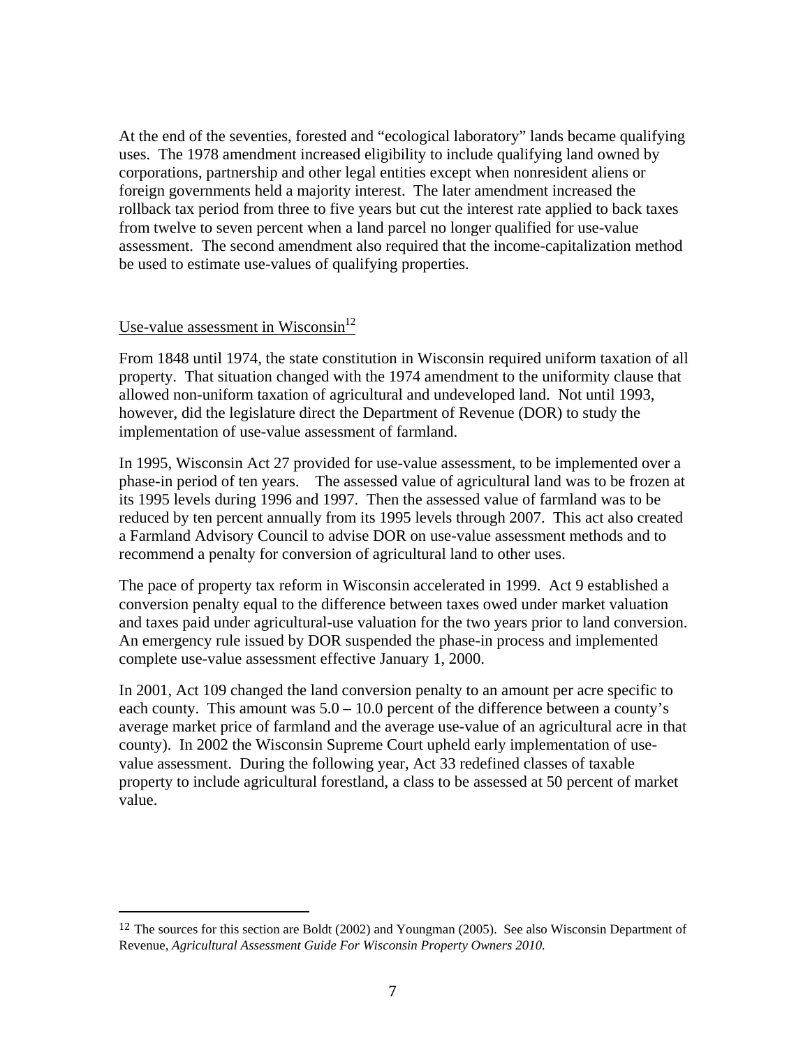At the end of the seventies, forested and "ecological laboratory" lands became qualifying uses. The 1978 amendment increased eligibility to include qualifying land owned by corporations, partnership and other legal entities except when nonresident aliens or foreign governments held a majority interest. The later amendment increased the rollback tax period from three to five years but cut the interest rate applied to back taxes from twelve to seven percent when a land parcel no longer qualified for use-value assessment. The second amendment also required that the income-capitalization method be used to estimate use-values of qualifying properties.

Use-value assessment in Wisconsin[12]

From 1848 until 1974, the state constitution in Wisconsin required uniform taxation of all property. That situation changed with the 1974 amendment to the uniformity clause that allowed non-uniform taxation of agricultural and undeveloped land. Not until 1993, however, did the legislature direct the Department of Revenue (DOR) to study the implementation of use-value assessment of farmland.

In 1995, Wisconsin Act 27 provided for use-value assessment, to be implemented over a phase-in period of ten years. The assessed value of agricultural land was to be frozen at its 1995 levels during 1996 and 1997. Then the assessed value of farmland was to be reduced by ten percent annually from its 1995 levels through 2007. This act also created a Farmland Advisory Council to advise DOR on use-value assessment methods and to recommend a penalty for conversion of agricultural land to other uses.

The pace of property tax reform in Wisconsin accelerated in 1999. Act 9 established a conversion penalty equal to the difference between taxes owed under market valuation and taxes paid under agricultural-use valuation for the two years prior to land conversion. An emergency rule issued by DOR suspended the phase-in process and implemented complete use-value assessment effective January 1, 2000.

In 2001, Act 109 changed the land conversion penalty to an amount per acre specific to each county. This amount was 5.0 – 10.0 percent of the difference between a county's average market price of farmland and the average use-value of an agricultural acre in that county). In 2002 the Wisconsin Supreme Court upheld early implementation of use-value assessment. During the following year, Act 33 redefined classes of taxable property to include agricultural forestland, a class to be assessed at 50 percent of market value.

---

[12] The sources for this section are Boldt (2002) and Youngman (2005). See also Wisconsin Department of Revenue, *Agricultural Assessment Guide For Wisconsin Property Owners 2010.*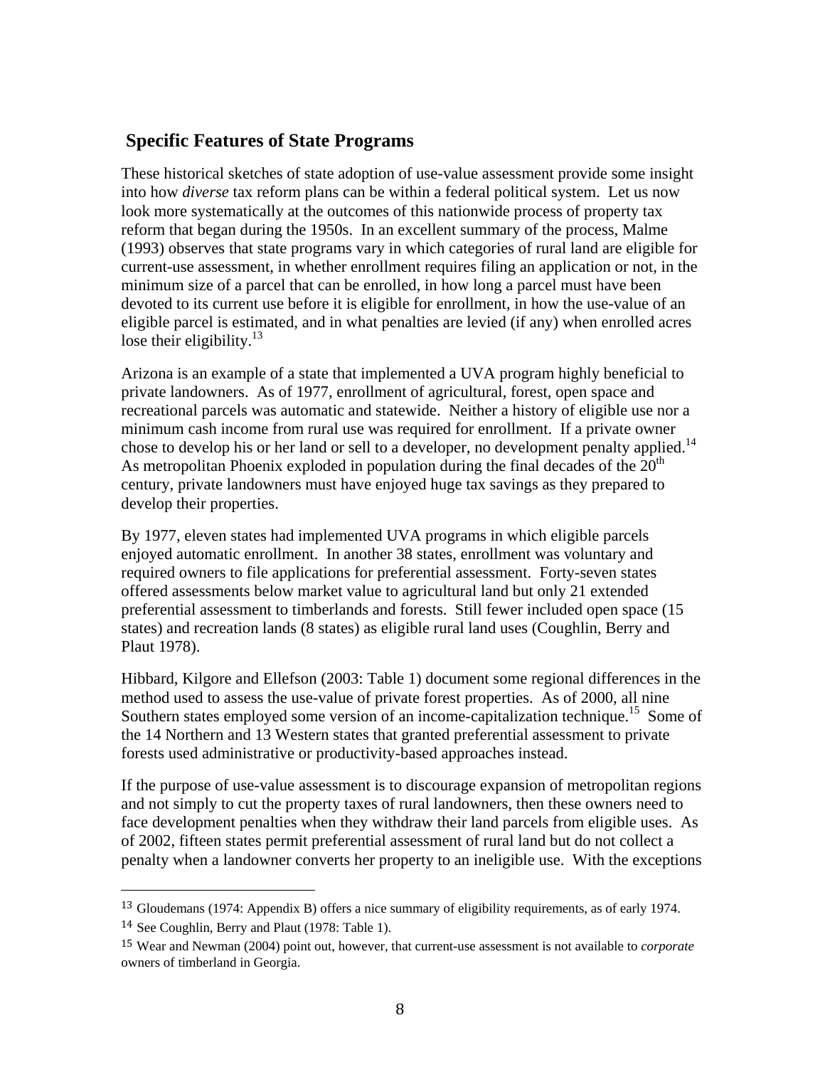## Specific Features of State Programs

These historical sketches of state adoption of use-value assessment provide some insight into how *diverse* tax reform plans can be within a federal political system. Let us now look more systematically at the outcomes of this nationwide process of property tax reform that began during the 1950s. In an excellent summary of the process, Malme (1993) observes that state programs vary in which categories of rural land are eligible for current-use assessment, in whether enrollment requires filing an application or not, in the minimum size of a parcel that can be enrolled, in how long a parcel must have been devoted to its current use before it is eligible for enrollment, in how the use-value of an eligible parcel is estimated, and in what penalties are levied (if any) when enrolled acres lose their eligibility.[13]

Arizona is an example of a state that implemented a UVA program highly beneficial to private landowners. As of 1977, enrollment of agricultural, forest, open space and recreational parcels was automatic and statewide. Neither a history of eligible use nor a minimum cash income from rural use was required for enrollment. If a private owner chose to develop his or her land or sell to a developer, no development penalty applied.[14] As metropolitan Phoenix exploded in population during the final decades of the 20th century, private landowners must have enjoyed huge tax savings as they prepared to develop their properties.

By 1977, eleven states had implemented UVA programs in which eligible parcels enjoyed automatic enrollment. In another 38 states, enrollment was voluntary and required owners to file applications for preferential assessment. Forty-seven states offered assessments below market value to agricultural land but only 21 extended preferential assessment to timberlands and forests. Still fewer included open space (15 states) and recreation lands (8 states) as eligible rural land uses (Coughlin, Berry and Plaut 1978).

Hibbard, Kilgore and Ellefson (2003: Table 1) document some regional differences in the method used to assess the use-value of private forest properties. As of 2000, all nine Southern states employed some version of an income-capitalization technique.[15] Some of the 14 Northern and 13 Western states that granted preferential assessment to private forests used administrative or productivity-based approaches instead.

If the purpose of use-value assessment is to discourage expansion of metropolitan regions and not simply to cut the property taxes of rural landowners, then these owners need to face development penalties when they withdraw their land parcels from eligible uses. As of 2002, fifteen states permit preferential assessment of rural land but do not collect a penalty when a landowner converts her property to an ineligible use. With the exceptions

---

[13] Gloudemans (1974: Appendix B) offers a nice summary of eligibility requirements, as of early 1974.

[14] See Coughlin, Berry and Plaut (1978: Table 1).

[15] Wear and Newman (2004) point out, however, that current-use assessment is not available to *corporate* owners of timberland in Georgia.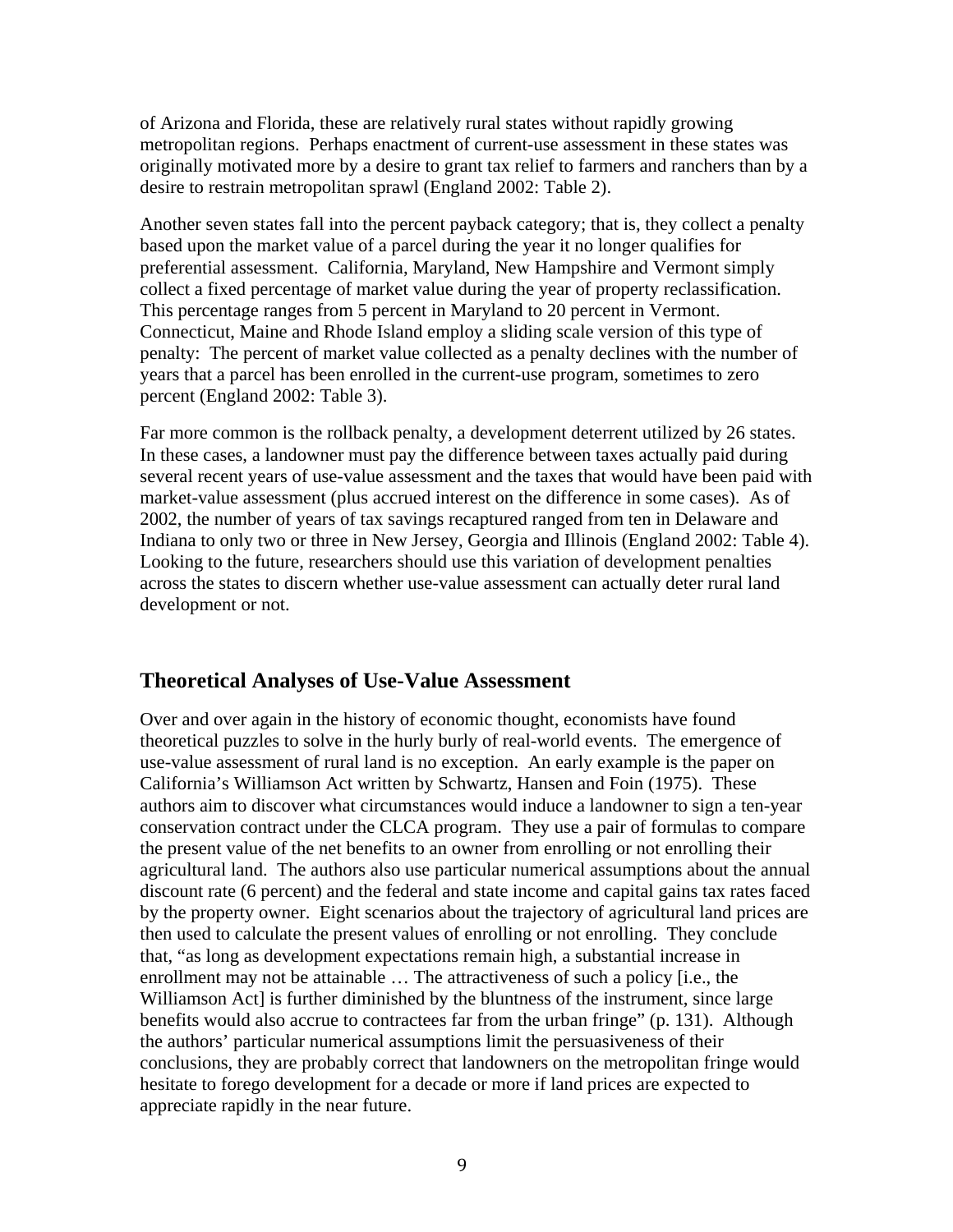of Arizona and Florida, these are relatively rural states without rapidly growing metropolitan regions. Perhaps enactment of current-use assessment in these states was originally motivated more by a desire to grant tax relief to farmers and ranchers than by a desire to restrain metropolitan sprawl (England 2002: Table 2).

Another seven states fall into the percent payback category; that is, they collect a penalty based upon the market value of a parcel during the year it no longer qualifies for preferential assessment. California, Maryland, New Hampshire and Vermont simply collect a fixed percentage of market value during the year of property reclassification. This percentage ranges from 5 percent in Maryland to 20 percent in Vermont. Connecticut, Maine and Rhode Island employ a sliding scale version of this type of penalty: The percent of market value collected as a penalty declines with the number of years that a parcel has been enrolled in the current-use program, sometimes to zero percent (England 2002: Table 3).

Far more common is the rollback penalty, a development deterrent utilized by 26 states. In these cases, a landowner must pay the difference between taxes actually paid during several recent years of use-value assessment and the taxes that would have been paid with market-value assessment (plus accrued interest on the difference in some cases). As of 2002, the number of years of tax savings recaptured ranged from ten in Delaware and Indiana to only two or three in New Jersey, Georgia and Illinois (England 2002: Table 4). Looking to the future, researchers should use this variation of development penalties across the states to discern whether use-value assessment can actually deter rural land development or not.

## Theoretical Analyses of Use-Value Assessment

Over and over again in the history of economic thought, economists have found theoretical puzzles to solve in the hurly burly of real-world events. The emergence of use-value assessment of rural land is no exception. An early example is the paper on California's Williamson Act written by Schwartz, Hansen and Foin (1975). These authors aim to discover what circumstances would induce a landowner to sign a ten-year conservation contract under the CLCA program. They use a pair of formulas to compare the present value of the net benefits to an owner from enrolling or not enrolling their agricultural land. The authors also use particular numerical assumptions about the annual discount rate (6 percent) and the federal and state income and capital gains tax rates faced by the property owner. Eight scenarios about the trajectory of agricultural land prices are then used to calculate the present values of enrolling or not enrolling. They conclude that, "as long as development expectations remain high, a substantial increase in enrollment may not be attainable … The attractiveness of such a policy [i.e., the Williamson Act] is further diminished by the bluntness of the instrument, since large benefits would also accrue to contractees far from the urban fringe" (p. 131). Although the authors' particular numerical assumptions limit the persuasiveness of their conclusions, they are probably correct that landowners on the metropolitan fringe would hesitate to forego development for a decade or more if land prices are expected to appreciate rapidly in the near future.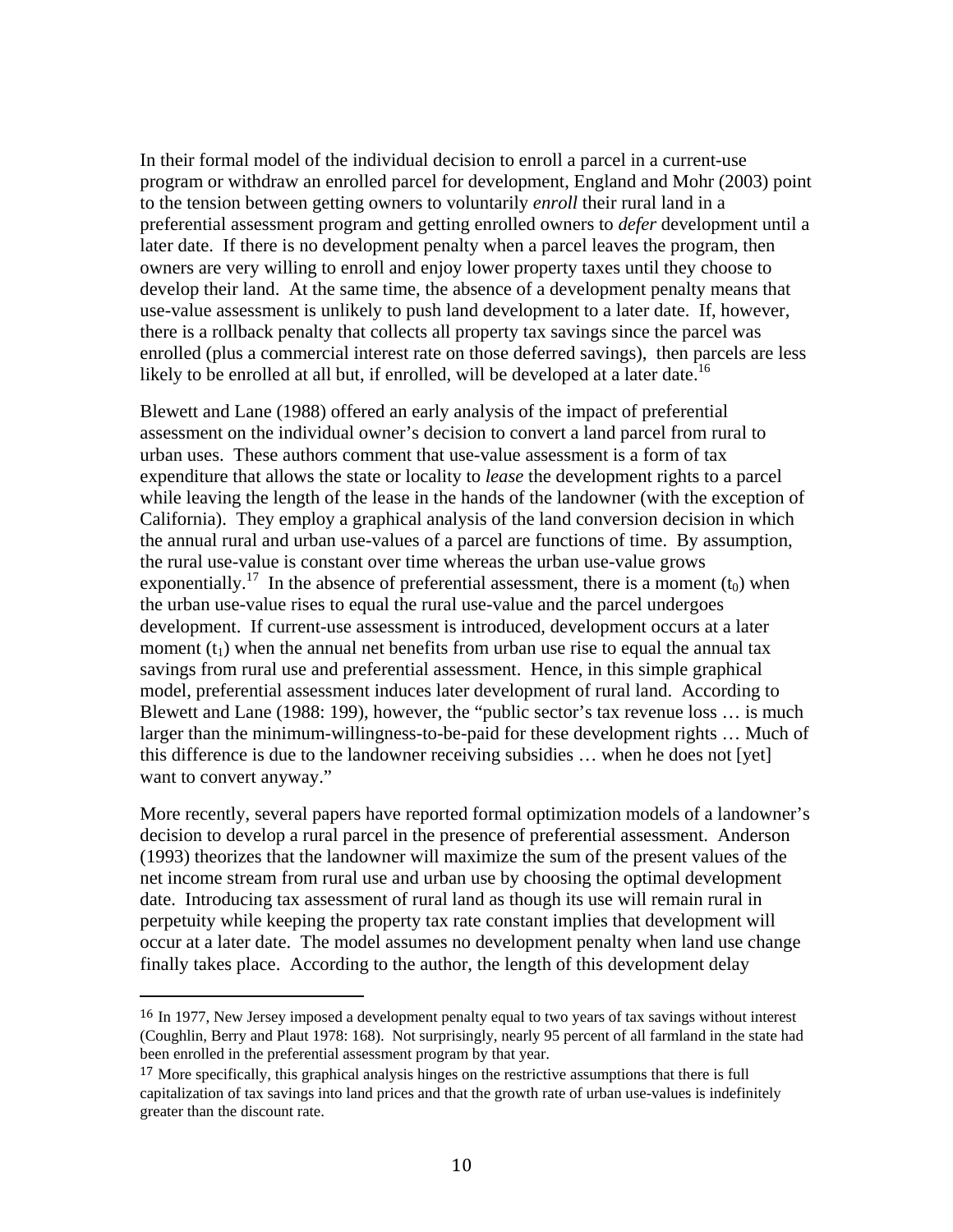In their formal model of the individual decision to enroll a parcel in a current-use program or withdraw an enrolled parcel for development, England and Mohr (2003) point to the tension between getting owners to voluntarily *enroll* their rural land in a preferential assessment program and getting enrolled owners to *defer* development until a later date. If there is no development penalty when a parcel leaves the program, then owners are very willing to enroll and enjoy lower property taxes until they choose to develop their land. At the same time, the absence of a development penalty means that use-value assessment is unlikely to push land development to a later date. If, however, there is a rollback penalty that collects all property tax savings since the parcel was enrolled (plus a commercial interest rate on those deferred savings), then parcels are less likely to be enrolled at all but, if enrolled, will be developed at a later date.[16]

Blewett and Lane (1988) offered an early analysis of the impact of preferential assessment on the individual owner's decision to convert a land parcel from rural to urban uses. These authors comment that use-value assessment is a form of tax expenditure that allows the state or locality to *lease* the development rights to a parcel while leaving the length of the lease in the hands of the landowner (with the exception of California). They employ a graphical analysis of the land conversion decision in which the annual rural and urban use-values of a parcel are functions of time. By assumption, the rural use-value is constant over time whereas the urban use-value grows exponentially.[17] In the absence of preferential assessment, there is a moment ($t_0$) when the urban use-value rises to equal the rural use-value and the parcel undergoes development. If current-use assessment is introduced, development occurs at a later moment ($t_1$) when the annual net benefits from urban use rise to equal the annual tax savings from rural use and preferential assessment. Hence, in this simple graphical model, preferential assessment induces later development of rural land. According to Blewett and Lane (1988: 199), however, the "public sector's tax revenue loss … is much larger than the minimum-willingness-to-be-paid for these development rights … Much of this difference is due to the landowner receiving subsidies … when he does not [yet] want to convert anyway."

More recently, several papers have reported formal optimization models of a landowner's decision to develop a rural parcel in the presence of preferential assessment. Anderson (1993) theorizes that the landowner will maximize the sum of the present values of the net income stream from rural use and urban use by choosing the optimal development date. Introducing tax assessment of rural land as though its use will remain rural in perpetuity while keeping the property tax rate constant implies that development will occur at a later date. The model assumes no development penalty when land use change finally takes place. According to the author, the length of this development delay

---

[16] In 1977, New Jersey imposed a development penalty equal to two years of tax savings without interest (Coughlin, Berry and Plaut 1978: 168). Not surprisingly, nearly 95 percent of all farmland in the state had been enrolled in the preferential assessment program by that year.

[17] More specifically, this graphical analysis hinges on the restrictive assumptions that there is full capitalization of tax savings into land prices and that the growth rate of urban use-values is indefinitely greater than the discount rate.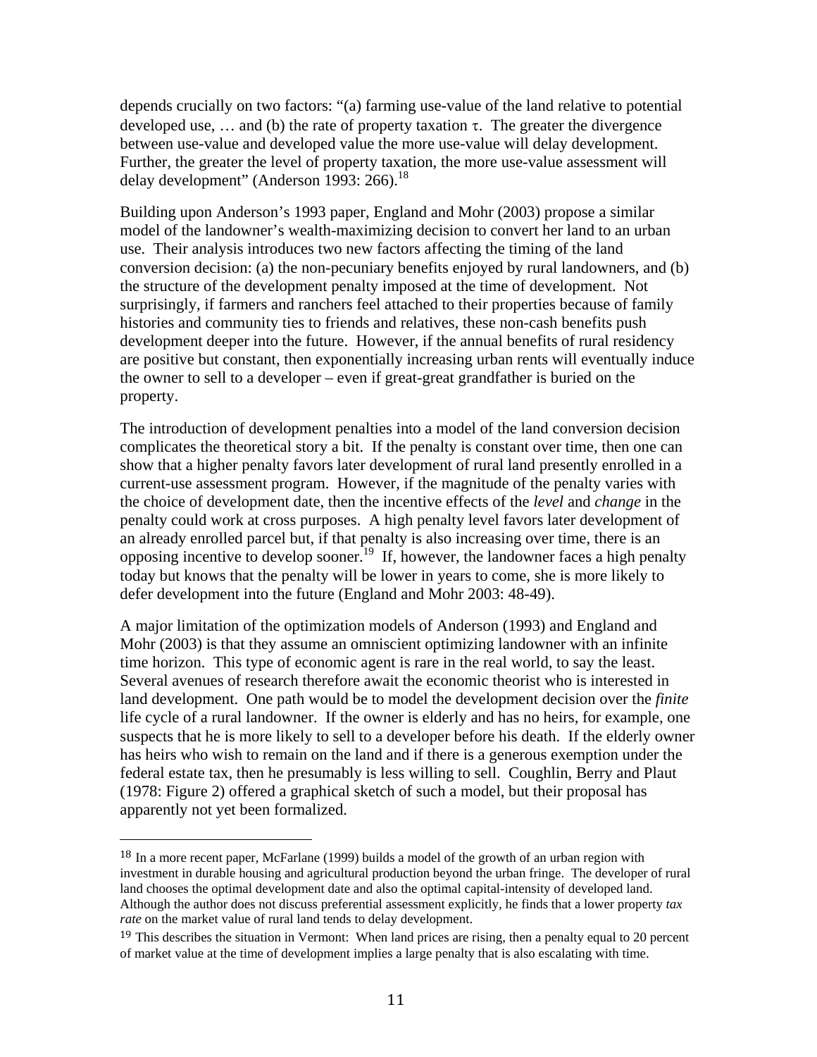depends crucially on two factors: "(a) farming use-value of the land relative to potential developed use, … and (b) the rate of property taxation $\tau$. The greater the divergence between use-value and developed value the more use-value will delay development. Further, the greater the level of property taxation, the more use-value assessment will delay development" (Anderson 1993: 266).[18]

Building upon Anderson's 1993 paper, England and Mohr (2003) propose a similar model of the landowner's wealth-maximizing decision to convert her land to an urban use. Their analysis introduces two new factors affecting the timing of the land conversion decision: (a) the non-pecuniary benefits enjoyed by rural landowners, and (b) the structure of the development penalty imposed at the time of development. Not surprisingly, if farmers and ranchers feel attached to their properties because of family histories and community ties to friends and relatives, these non-cash benefits push development deeper into the future. However, if the annual benefits of rural residency are positive but constant, then exponentially increasing urban rents will eventually induce the owner to sell to a developer – even if great-great grandfather is buried on the property.

The introduction of development penalties into a model of the land conversion decision complicates the theoretical story a bit. If the penalty is constant over time, then one can show that a higher penalty favors later development of rural land presently enrolled in a current-use assessment program. However, if the magnitude of the penalty varies with the choice of development date, then the incentive effects of the *level* and *change* in the penalty could work at cross purposes. A high penalty level favors later development of an already enrolled parcel but, if that penalty is also increasing over time, there is an opposing incentive to develop sooner.[19] If, however, the landowner faces a high penalty today but knows that the penalty will be lower in years to come, she is more likely to defer development into the future (England and Mohr 2003: 48-49).

A major limitation of the optimization models of Anderson (1993) and England and Mohr (2003) is that they assume an omniscient optimizing landowner with an infinite time horizon. This type of economic agent is rare in the real world, to say the least. Several avenues of research therefore await the economic theorist who is interested in land development. One path would be to model the development decision over the *finite* life cycle of a rural landowner. If the owner is elderly and has no heirs, for example, one suspects that he is more likely to sell to a developer before his death. If the elderly owner has heirs who wish to remain on the land and if there is a generous exemption under the federal estate tax, then he presumably is less willing to sell. Coughlin, Berry and Plaut (1978: Figure 2) offered a graphical sketch of such a model, but their proposal has apparently not yet been formalized.

---

[18] In a more recent paper, McFarlane (1999) builds a model of the growth of an urban region with investment in durable housing and agricultural production beyond the urban fringe. The developer of rural land chooses the optimal development date and also the optimal capital-intensity of developed land. Although the author does not discuss preferential assessment explicitly, he finds that a lower property *tax rate* on the market value of rural land tends to delay development.

[19] This describes the situation in Vermont: When land prices are rising, then a penalty equal to 20 percent of market value at the time of development implies a large penalty that is also escalating with time.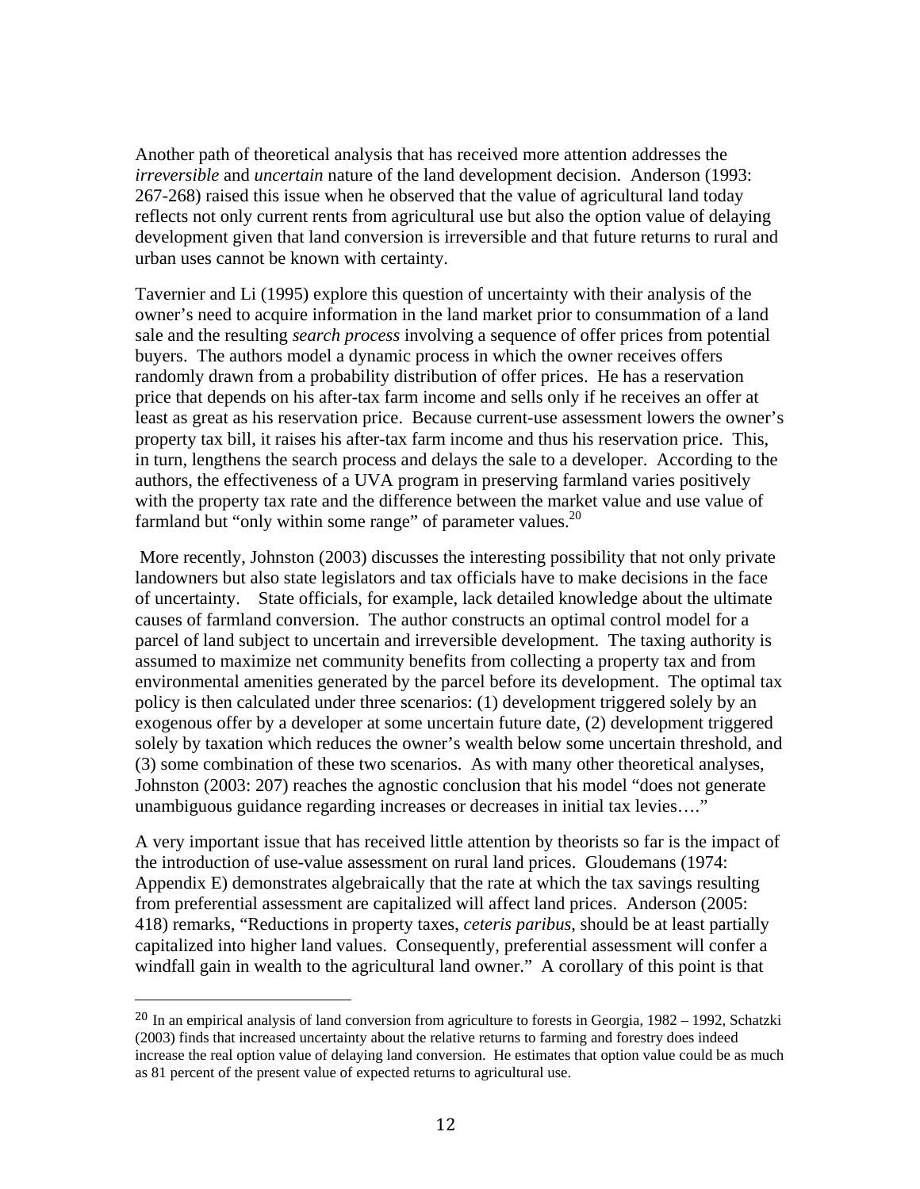Another path of theoretical analysis that has received more attention addresses the *irreversible* and *uncertain* nature of the land development decision. Anderson (1993: 267-268) raised this issue when he observed that the value of agricultural land today reflects not only current rents from agricultural use but also the option value of delaying development given that land conversion is irreversible and that future returns to rural and urban uses cannot be known with certainty.

Tavernier and Li (1995) explore this question of uncertainty with their analysis of the owner's need to acquire information in the land market prior to consummation of a land sale and the resulting *search process* involving a sequence of offer prices from potential buyers. The authors model a dynamic process in which the owner receives offers randomly drawn from a probability distribution of offer prices. He has a reservation price that depends on his after-tax farm income and sells only if he receives an offer at least as great as his reservation price. Because current-use assessment lowers the owner's property tax bill, it raises his after-tax farm income and thus his reservation price. This, in turn, lengthens the search process and delays the sale to a developer. According to the authors, the effectiveness of a UVA program in preserving farmland varies positively with the property tax rate and the difference between the market value and use value of farmland but "only within some range" of parameter values.[20]

More recently, Johnston (2003) discusses the interesting possibility that not only private landowners but also state legislators and tax officials have to make decisions in the face of uncertainty. State officials, for example, lack detailed knowledge about the ultimate causes of farmland conversion. The author constructs an optimal control model for a parcel of land subject to uncertain and irreversible development. The taxing authority is assumed to maximize net community benefits from collecting a property tax and from environmental amenities generated by the parcel before its development. The optimal tax policy is then calculated under three scenarios: (1) development triggered solely by an exogenous offer by a developer at some uncertain future date, (2) development triggered solely by taxation which reduces the owner's wealth below some uncertain threshold, and (3) some combination of these two scenarios. As with many other theoretical analyses, Johnston (2003: 207) reaches the agnostic conclusion that his model "does not generate unambiguous guidance regarding increases or decreases in initial tax levies…."

A very important issue that has received little attention by theorists so far is the impact of the introduction of use-value assessment on rural land prices. Gloudemans (1974: Appendix E) demonstrates algebraically that the rate at which the tax savings resulting from preferential assessment are capitalized will affect land prices. Anderson (2005: 418) remarks, "Reductions in property taxes, *ceteris paribus*, should be at least partially capitalized into higher land values. Consequently, preferential assessment will confer a windfall gain in wealth to the agricultural land owner." A corollary of this point is that

[20] In an empirical analysis of land conversion from agriculture to forests in Georgia, 1982 – 1992, Schatzki (2003) finds that increased uncertainty about the relative returns to farming and forestry does indeed increase the real option value of delaying land conversion. He estimates that option value could be as much as 81 percent of the present value of expected returns to agricultural use.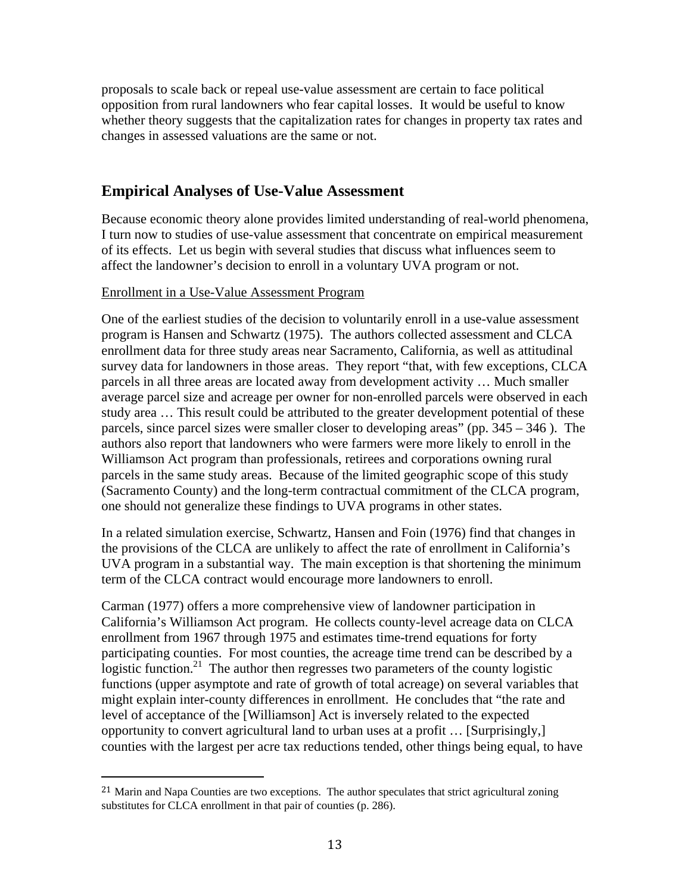proposals to scale back or repeal use-value assessment are certain to face political opposition from rural landowners who fear capital losses. It would be useful to know whether theory suggests that the capitalization rates for changes in property tax rates and changes in assessed valuations are the same or not.

## Empirical Analyses of Use-Value Assessment

Because economic theory alone provides limited understanding of real-world phenomena, I turn now to studies of use-value assessment that concentrate on empirical measurement of its effects. Let us begin with several studies that discuss what influences seem to affect the landowner's decision to enroll in a voluntary UVA program or not.

Enrollment in a Use-Value Assessment Program

One of the earliest studies of the decision to voluntarily enroll in a use-value assessment program is Hansen and Schwartz (1975). The authors collected assessment and CLCA enrollment data for three study areas near Sacramento, California, as well as attitudinal survey data for landowners in those areas. They report "that, with few exceptions, CLCA parcels in all three areas are located away from development activity … Much smaller average parcel size and acreage per owner for non-enrolled parcels were observed in each study area … This result could be attributed to the greater development potential of these parcels, since parcel sizes were smaller closer to developing areas" (pp. 345 – 346 ). The authors also report that landowners who were farmers were more likely to enroll in the Williamson Act program than professionals, retirees and corporations owning rural parcels in the same study areas. Because of the limited geographic scope of this study (Sacramento County) and the long-term contractual commitment of the CLCA program, one should not generalize these findings to UVA programs in other states.

In a related simulation exercise, Schwartz, Hansen and Foin (1976) find that changes in the provisions of the CLCA are unlikely to affect the rate of enrollment in California's UVA program in a substantial way. The main exception is that shortening the minimum term of the CLCA contract would encourage more landowners to enroll.

Carman (1977) offers a more comprehensive view of landowner participation in California's Williamson Act program. He collects county-level acreage data on CLCA enrollment from 1967 through 1975 and estimates time-trend equations for forty participating counties. For most counties, the acreage time trend can be described by a logistic function.[21] The author then regresses two parameters of the county logistic functions (upper asymptote and rate of growth of total acreage) on several variables that might explain inter-county differences in enrollment. He concludes that "the rate and level of acceptance of the [Williamson] Act is inversely related to the expected opportunity to convert agricultural land to urban uses at a profit … [Surprisingly,] counties with the largest per acre tax reductions tended, other things being equal, to have

[21] Marin and Napa Counties are two exceptions. The author speculates that strict agricultural zoning substitutes for CLCA enrollment in that pair of counties (p. 286).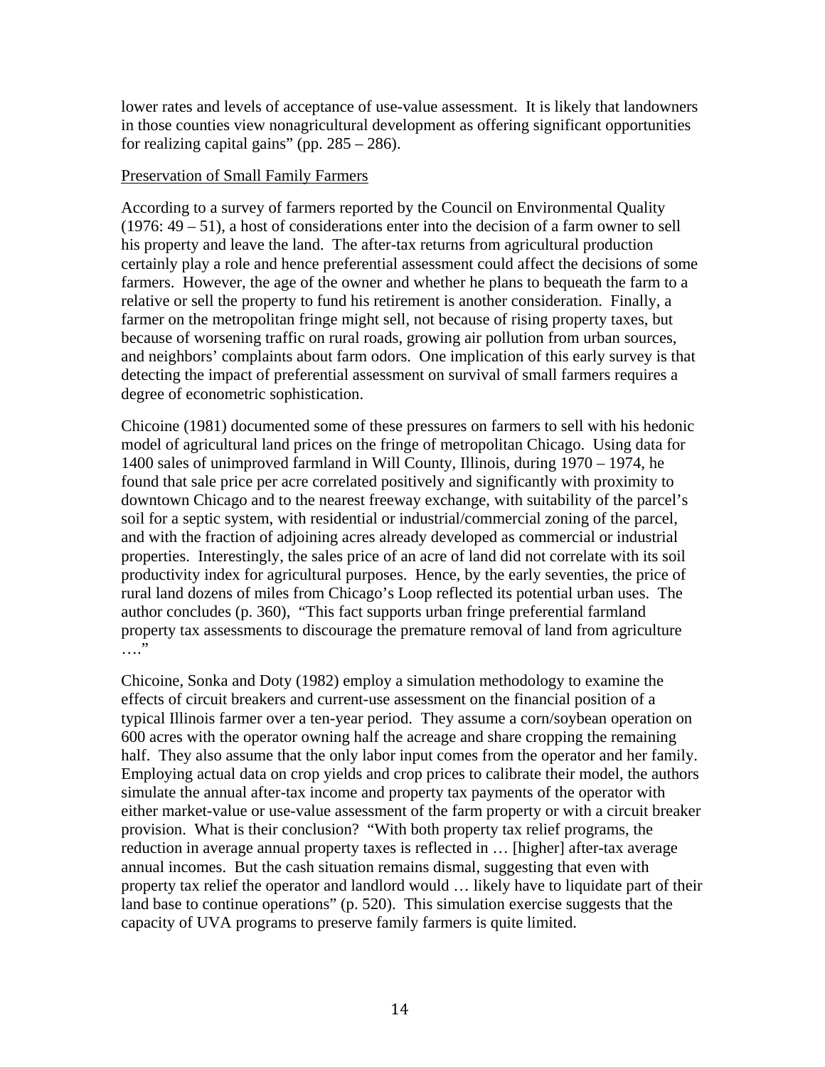lower rates and levels of acceptance of use-value assessment. It is likely that landowners in those counties view nonagricultural development as offering significant opportunities for realizing capital gains" (pp. 285 – 286).

Preservation of Small Family Farmers

According to a survey of farmers reported by the Council on Environmental Quality (1976: 49 – 51), a host of considerations enter into the decision of a farm owner to sell his property and leave the land. The after-tax returns from agricultural production certainly play a role and hence preferential assessment could affect the decisions of some farmers. However, the age of the owner and whether he plans to bequeath the farm to a relative or sell the property to fund his retirement is another consideration. Finally, a farmer on the metropolitan fringe might sell, not because of rising property taxes, but because of worsening traffic on rural roads, growing air pollution from urban sources, and neighbors' complaints about farm odors. One implication of this early survey is that detecting the impact of preferential assessment on survival of small farmers requires a degree of econometric sophistication.

Chicoine (1981) documented some of these pressures on farmers to sell with his hedonic model of agricultural land prices on the fringe of metropolitan Chicago. Using data for 1400 sales of unimproved farmland in Will County, Illinois, during 1970 – 1974, he found that sale price per acre correlated positively and significantly with proximity to downtown Chicago and to the nearest freeway exchange, with suitability of the parcel's soil for a septic system, with residential or industrial/commercial zoning of the parcel, and with the fraction of adjoining acres already developed as commercial or industrial properties. Interestingly, the sales price of an acre of land did not correlate with its soil productivity index for agricultural purposes. Hence, by the early seventies, the price of rural land dozens of miles from Chicago's Loop reflected its potential urban uses. The author concludes (p. 360), "This fact supports urban fringe preferential farmland property tax assessments to discourage the premature removal of land from agriculture …."

Chicoine, Sonka and Doty (1982) employ a simulation methodology to examine the effects of circuit breakers and current-use assessment on the financial position of a typical Illinois farmer over a ten-year period. They assume a corn/soybean operation on 600 acres with the operator owning half the acreage and share cropping the remaining half. They also assume that the only labor input comes from the operator and her family. Employing actual data on crop yields and crop prices to calibrate their model, the authors simulate the annual after-tax income and property tax payments of the operator with either market-value or use-value assessment of the farm property or with a circuit breaker provision. What is their conclusion? "With both property tax relief programs, the reduction in average annual property taxes is reflected in … [higher] after-tax average annual incomes. But the cash situation remains dismal, suggesting that even with property tax relief the operator and landlord would … likely have to liquidate part of their land base to continue operations" (p. 520). This simulation exercise suggests that the capacity of UVA programs to preserve family farmers is quite limited.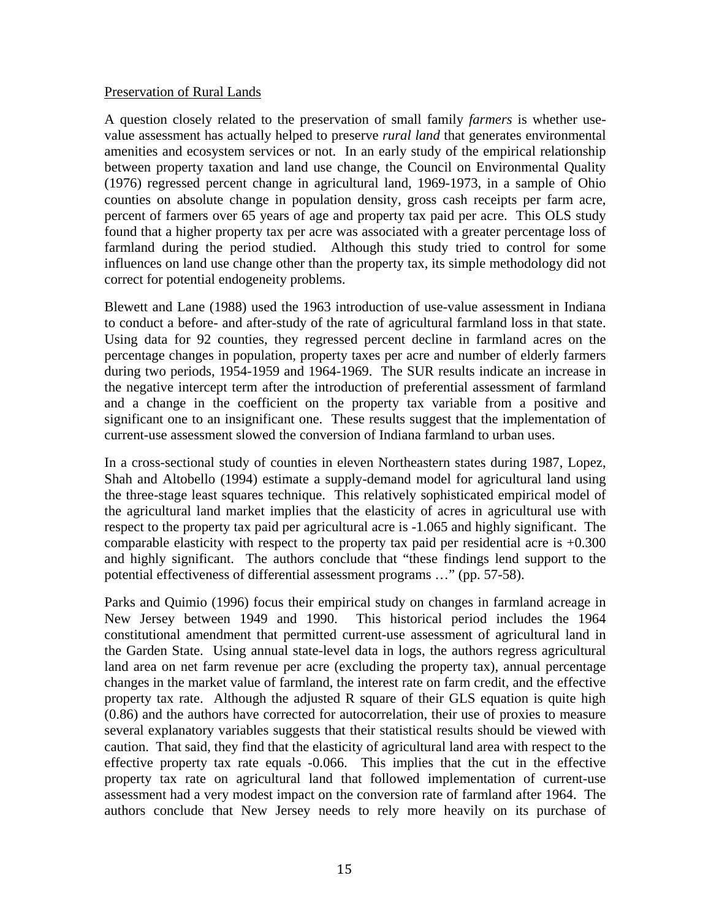Preservation of Rural Lands

A question closely related to the preservation of small family *farmers* is whether use-value assessment has actually helped to preserve *rural land* that generates environmental amenities and ecosystem services or not. In an early study of the empirical relationship between property taxation and land use change, the Council on Environmental Quality (1976) regressed percent change in agricultural land, 1969-1973, in a sample of Ohio counties on absolute change in population density, gross cash receipts per farm acre, percent of farmers over 65 years of age and property tax paid per acre. This OLS study found that a higher property tax per acre was associated with a greater percentage loss of farmland during the period studied. Although this study tried to control for some influences on land use change other than the property tax, its simple methodology did not correct for potential endogeneity problems.

Blewett and Lane (1988) used the 1963 introduction of use-value assessment in Indiana to conduct a before- and after-study of the rate of agricultural farmland loss in that state. Using data for 92 counties, they regressed percent decline in farmland acres on the percentage changes in population, property taxes per acre and number of elderly farmers during two periods, 1954-1959 and 1964-1969. The SUR results indicate an increase in the negative intercept term after the introduction of preferential assessment of farmland and a change in the coefficient on the property tax variable from a positive and significant one to an insignificant one. These results suggest that the implementation of current-use assessment slowed the conversion of Indiana farmland to urban uses.

In a cross-sectional study of counties in eleven Northeastern states during 1987, Lopez, Shah and Altobello (1994) estimate a supply-demand model for agricultural land using the three-stage least squares technique. This relatively sophisticated empirical model of the agricultural land market implies that the elasticity of acres in agricultural use with respect to the property tax paid per agricultural acre is -1.065 and highly significant. The comparable elasticity with respect to the property tax paid per residential acre is +0.300 and highly significant. The authors conclude that "these findings lend support to the potential effectiveness of differential assessment programs …" (pp. 57-58).

Parks and Quimio (1996) focus their empirical study on changes in farmland acreage in New Jersey between 1949 and 1990. This historical period includes the 1964 constitutional amendment that permitted current-use assessment of agricultural land in the Garden State. Using annual state-level data in logs, the authors regress agricultural land area on net farm revenue per acre (excluding the property tax), annual percentage changes in the market value of farmland, the interest rate on farm credit, and the effective property tax rate. Although the adjusted R square of their GLS equation is quite high (0.86) and the authors have corrected for autocorrelation, their use of proxies to measure several explanatory variables suggests that their statistical results should be viewed with caution. That said, they find that the elasticity of agricultural land area with respect to the effective property tax rate equals -0.066. This implies that the cut in the effective property tax rate on agricultural land that followed implementation of current-use assessment had a very modest impact on the conversion rate of farmland after 1964. The authors conclude that New Jersey needs to rely more heavily on its purchase of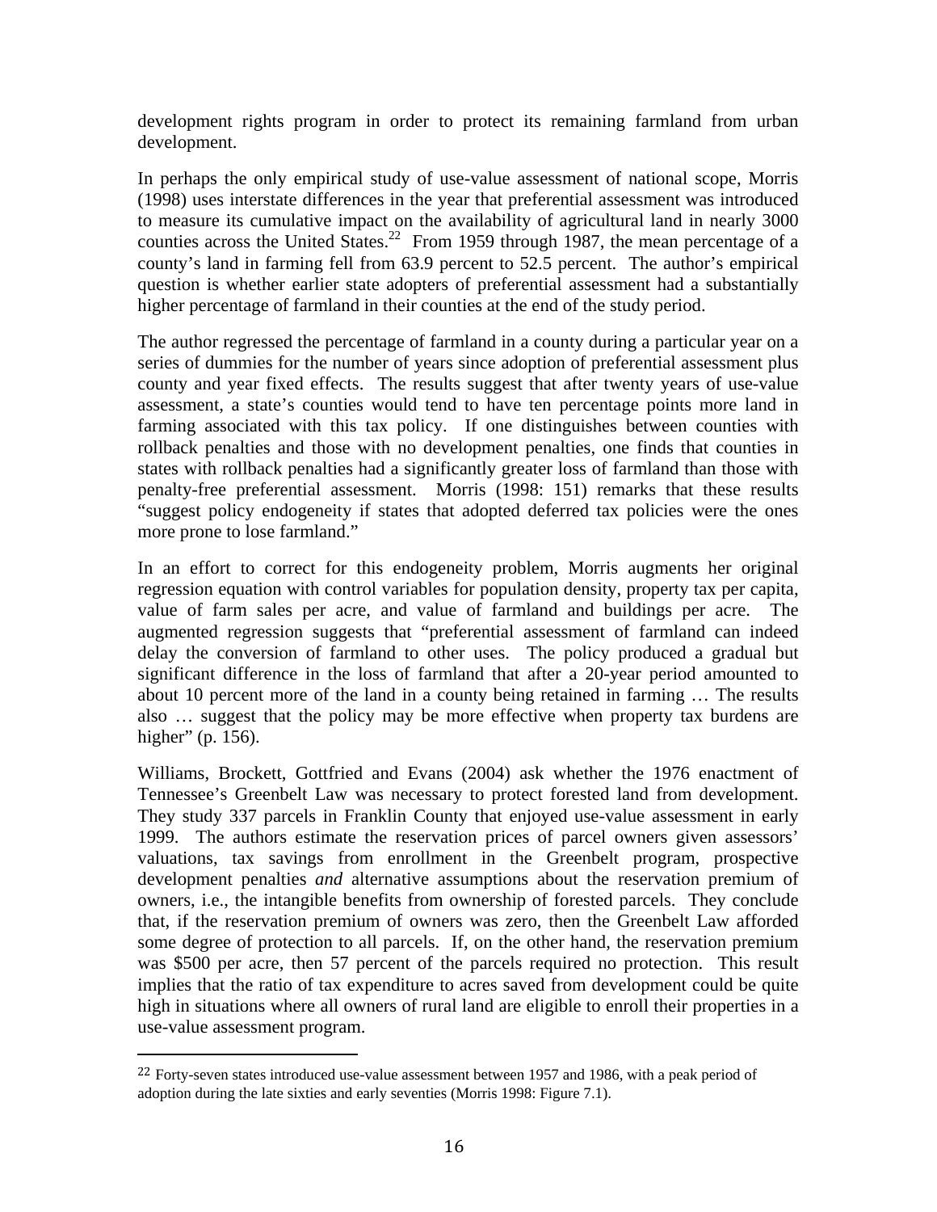development rights program in order to protect its remaining farmland from urban development.

In perhaps the only empirical study of use-value assessment of national scope, Morris (1998) uses interstate differences in the year that preferential assessment was introduced to measure its cumulative impact on the availability of agricultural land in nearly 3000 counties across the United States.[22] From 1959 through 1987, the mean percentage of a county's land in farming fell from 63.9 percent to 52.5 percent. The author's empirical question is whether earlier state adopters of preferential assessment had a substantially higher percentage of farmland in their counties at the end of the study period.

The author regressed the percentage of farmland in a county during a particular year on a series of dummies for the number of years since adoption of preferential assessment plus county and year fixed effects. The results suggest that after twenty years of use-value assessment, a state's counties would tend to have ten percentage points more land in farming associated with this tax policy. If one distinguishes between counties with rollback penalties and those with no development penalties, one finds that counties in states with rollback penalties had a significantly greater loss of farmland than those with penalty-free preferential assessment. Morris (1998: 151) remarks that these results "suggest policy endogeneity if states that adopted deferred tax policies were the ones more prone to lose farmland."

In an effort to correct for this endogeneity problem, Morris augments her original regression equation with control variables for population density, property tax per capita, value of farm sales per acre, and value of farmland and buildings per acre. The augmented regression suggests that "preferential assessment of farmland can indeed delay the conversion of farmland to other uses. The policy produced a gradual but significant difference in the loss of farmland that after a 20-year period amounted to about 10 percent more of the land in a county being retained in farming … The results also … suggest that the policy may be more effective when property tax burdens are higher" (p. 156).

Williams, Brockett, Gottfried and Evans (2004) ask whether the 1976 enactment of Tennessee's Greenbelt Law was necessary to protect forested land from development. They study 337 parcels in Franklin County that enjoyed use-value assessment in early 1999. The authors estimate the reservation prices of parcel owners given assessors' valuations, tax savings from enrollment in the Greenbelt program, prospective development penalties *and* alternative assumptions about the reservation premium of owners, i.e., the intangible benefits from ownership of forested parcels. They conclude that, if the reservation premium of owners was zero, then the Greenbelt Law afforded some degree of protection to all parcels. If, on the other hand, the reservation premium was $500 per acre, then 57 percent of the parcels required no protection. This result implies that the ratio of tax expenditure to acres saved from development could be quite high in situations where all owners of rural land are eligible to enroll their properties in a use-value assessment program.

---

[22] Forty-seven states introduced use-value assessment between 1957 and 1986, with a peak period of adoption during the late sixties and early seventies (Morris 1998: Figure 7.1).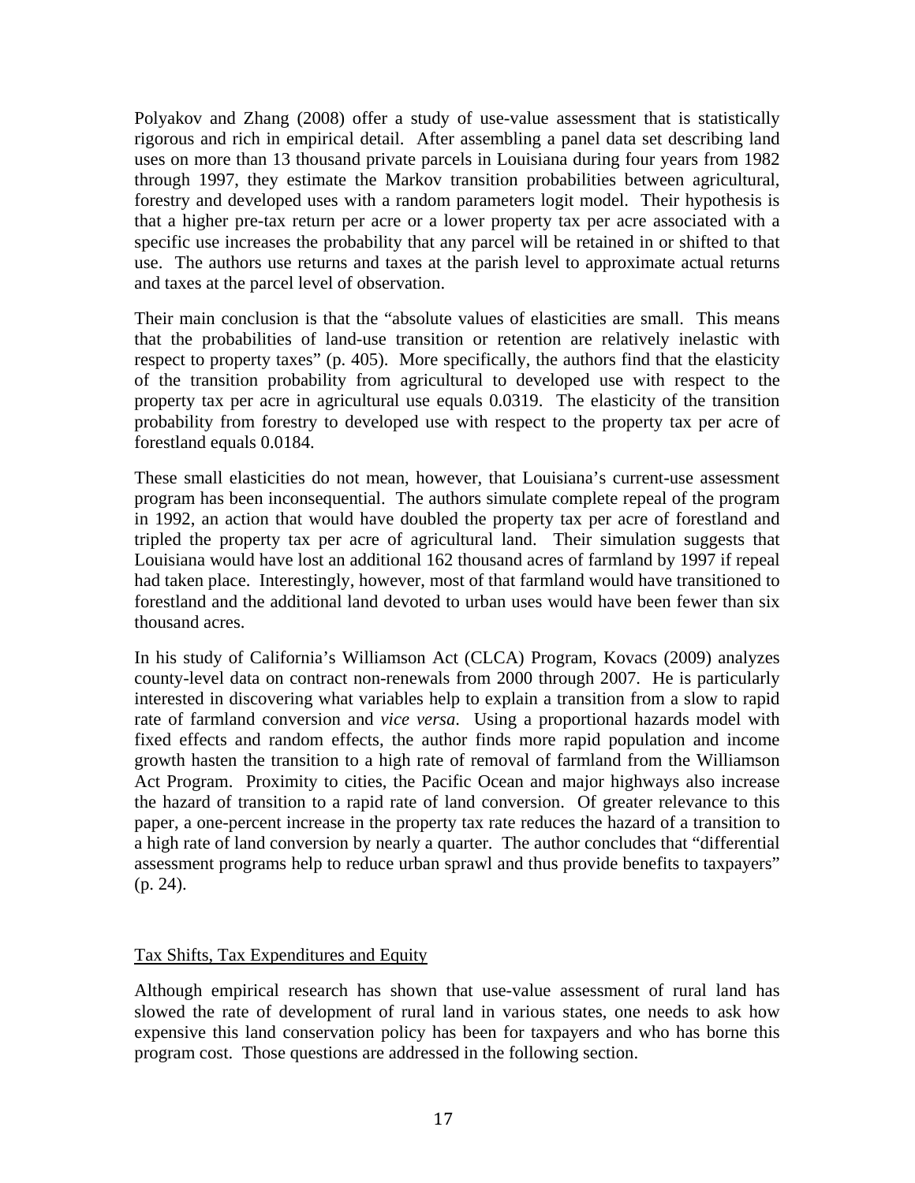Polyakov and Zhang (2008) offer a study of use-value assessment that is statistically rigorous and rich in empirical detail. After assembling a panel data set describing land uses on more than 13 thousand private parcels in Louisiana during four years from 1982 through 1997, they estimate the Markov transition probabilities between agricultural, forestry and developed uses with a random parameters logit model. Their hypothesis is that a higher pre-tax return per acre or a lower property tax per acre associated with a specific use increases the probability that any parcel will be retained in or shifted to that use. The authors use returns and taxes at the parish level to approximate actual returns and taxes at the parcel level of observation.

Their main conclusion is that the "absolute values of elasticities are small. This means that the probabilities of land-use transition or retention are relatively inelastic with respect to property taxes" (p. 405). More specifically, the authors find that the elasticity of the transition probability from agricultural to developed use with respect to the property tax per acre in agricultural use equals 0.0319. The elasticity of the transition probability from forestry to developed use with respect to the property tax per acre of forestland equals 0.0184.

These small elasticities do not mean, however, that Louisiana's current-use assessment program has been inconsequential. The authors simulate complete repeal of the program in 1992, an action that would have doubled the property tax per acre of forestland and tripled the property tax per acre of agricultural land. Their simulation suggests that Louisiana would have lost an additional 162 thousand acres of farmland by 1997 if repeal had taken place. Interestingly, however, most of that farmland would have transitioned to forestland and the additional land devoted to urban uses would have been fewer than six thousand acres.

In his study of California's Williamson Act (CLCA) Program, Kovacs (2009) analyzes county-level data on contract non-renewals from 2000 through 2007. He is particularly interested in discovering what variables help to explain a transition from a slow to rapid rate of farmland conversion and *vice versa*. Using a proportional hazards model with fixed effects and random effects, the author finds more rapid population and income growth hasten the transition to a high rate of removal of farmland from the Williamson Act Program. Proximity to cities, the Pacific Ocean and major highways also increase the hazard of transition to a rapid rate of land conversion. Of greater relevance to this paper, a one-percent increase in the property tax rate reduces the hazard of a transition to a high rate of land conversion by nearly a quarter. The author concludes that "differential assessment programs help to reduce urban sprawl and thus provide benefits to taxpayers" (p. 24).

## Tax Shifts, Tax Expenditures and Equity

Although empirical research has shown that use-value assessment of rural land has slowed the rate of development of rural land in various states, one needs to ask how expensive this land conservation policy has been for taxpayers and who has borne this program cost. Those questions are addressed in the following section.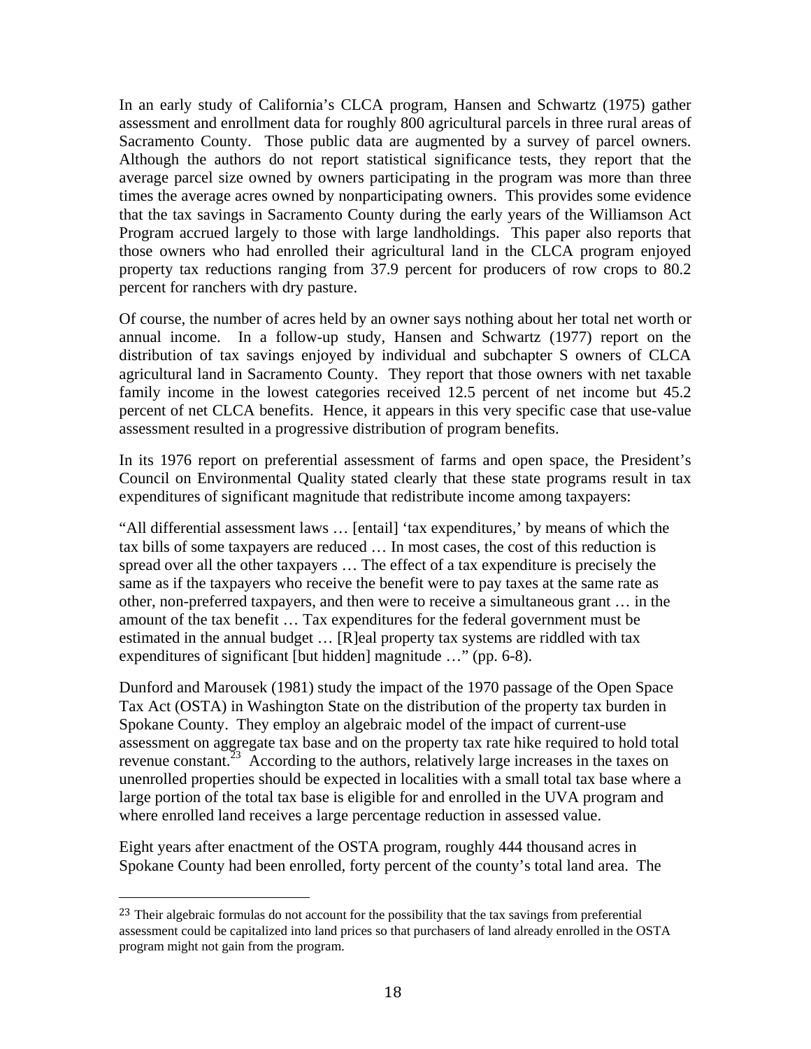In an early study of California's CLCA program, Hansen and Schwartz (1975) gather assessment and enrollment data for roughly 800 agricultural parcels in three rural areas of Sacramento County. Those public data are augmented by a survey of parcel owners. Although the authors do not report statistical significance tests, they report that the average parcel size owned by owners participating in the program was more than three times the average acres owned by nonparticipating owners. This provides some evidence that the tax savings in Sacramento County during the early years of the Williamson Act Program accrued largely to those with large landholdings. This paper also reports that those owners who had enrolled their agricultural land in the CLCA program enjoyed property tax reductions ranging from 37.9 percent for producers of row crops to 80.2 percent for ranchers with dry pasture.

Of course, the number of acres held by an owner says nothing about her total net worth or annual income. In a follow-up study, Hansen and Schwartz (1977) report on the distribution of tax savings enjoyed by individual and subchapter S owners of CLCA agricultural land in Sacramento County. They report that those owners with net taxable family income in the lowest categories received 12.5 percent of net income but 45.2 percent of net CLCA benefits. Hence, it appears in this very specific case that use-value assessment resulted in a progressive distribution of program benefits.

In its 1976 report on preferential assessment of farms and open space, the President's Council on Environmental Quality stated clearly that these state programs result in tax expenditures of significant magnitude that redistribute income among taxpayers:

"All differential assessment laws … [entail] 'tax expenditures,' by means of which the tax bills of some taxpayers are reduced … In most cases, the cost of this reduction is spread over all the other taxpayers … The effect of a tax expenditure is precisely the same as if the taxpayers who receive the benefit were to pay taxes at the same rate as other, non-preferred taxpayers, and then were to receive a simultaneous grant … in the amount of the tax benefit … Tax expenditures for the federal government must be estimated in the annual budget … [R]eal property tax systems are riddled with tax expenditures of significant [but hidden] magnitude …" (pp. 6-8).

Dunford and Marousek (1981) study the impact of the 1970 passage of the Open Space Tax Act (OSTA) in Washington State on the distribution of the property tax burden in Spokane County. They employ an algebraic model of the impact of current-use assessment on aggregate tax base and on the property tax rate hike required to hold total revenue constant.[23] According to the authors, relatively large increases in the taxes on unenrolled properties should be expected in localities with a small total tax base where a large portion of the total tax base is eligible for and enrolled in the UVA program and where enrolled land receives a large percentage reduction in assessed value.

Eight years after enactment of the OSTA program, roughly 444 thousand acres in Spokane County had been enrolled, forty percent of the county's total land area. The

[23] Their algebraic formulas do not account for the possibility that the tax savings from preferential assessment could be capitalized into land prices so that purchasers of land already enrolled in the OSTA program might not gain from the program.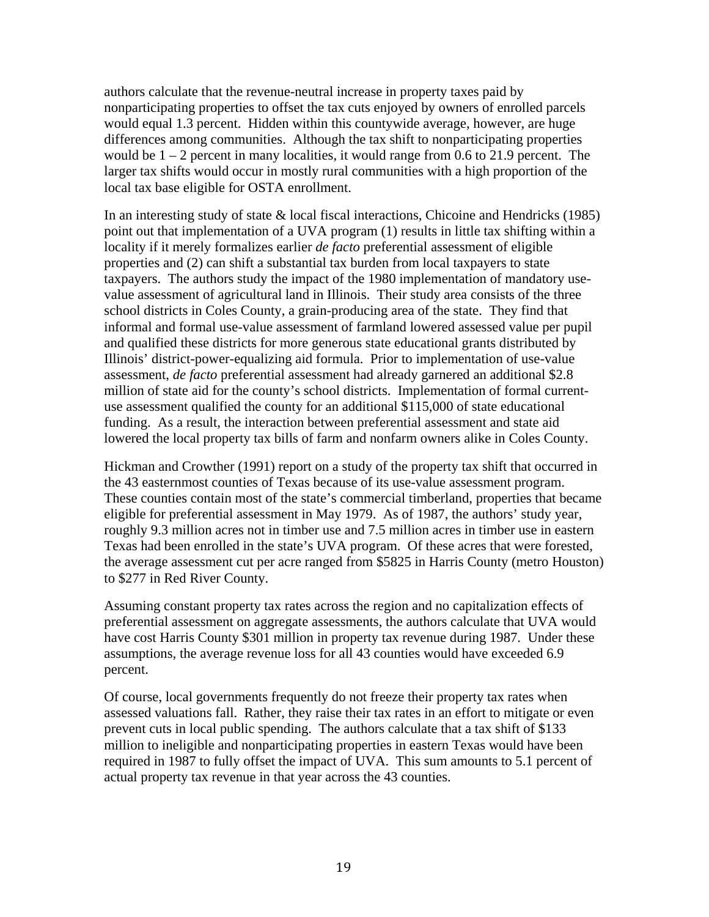authors calculate that the revenue-neutral increase in property taxes paid by nonparticipating properties to offset the tax cuts enjoyed by owners of enrolled parcels would equal 1.3 percent. Hidden within this countywide average, however, are huge differences among communities. Although the tax shift to nonparticipating properties would be 1 – 2 percent in many localities, it would range from 0.6 to 21.9 percent. The larger tax shifts would occur in mostly rural communities with a high proportion of the local tax base eligible for OSTA enrollment.

In an interesting study of state & local fiscal interactions, Chicoine and Hendricks (1985) point out that implementation of a UVA program (1) results in little tax shifting within a locality if it merely formalizes earlier *de facto* preferential assessment of eligible properties and (2) can shift a substantial tax burden from local taxpayers to state taxpayers. The authors study the impact of the 1980 implementation of mandatory use-value assessment of agricultural land in Illinois. Their study area consists of the three school districts in Coles County, a grain-producing area of the state. They find that informal and formal use-value assessment of farmland lowered assessed value per pupil and qualified these districts for more generous state educational grants distributed by Illinois' district-power-equalizing aid formula. Prior to implementation of use-value assessment, *de facto* preferential assessment had already garnered an additional $2.8 million of state aid for the county's school districts. Implementation of formal current-use assessment qualified the county for an additional $115,000 of state educational funding. As a result, the interaction between preferential assessment and state aid lowered the local property tax bills of farm and nonfarm owners alike in Coles County.

Hickman and Crowther (1991) report on a study of the property tax shift that occurred in the 43 easternmost counties of Texas because of its use-value assessment program. These counties contain most of the state's commercial timberland, properties that became eligible for preferential assessment in May 1979. As of 1987, the authors' study year, roughly 9.3 million acres not in timber use and 7.5 million acres in timber use in eastern Texas had been enrolled in the state's UVA program. Of these acres that were forested, the average assessment cut per acre ranged from $5825 in Harris County (metro Houston) to $277 in Red River County.

Assuming constant property tax rates across the region and no capitalization effects of preferential assessment on aggregate assessments, the authors calculate that UVA would have cost Harris County $301 million in property tax revenue during 1987. Under these assumptions, the average revenue loss for all 43 counties would have exceeded 6.9 percent.

Of course, local governments frequently do not freeze their property tax rates when assessed valuations fall. Rather, they raise their tax rates in an effort to mitigate or even prevent cuts in local public spending. The authors calculate that a tax shift of $133 million to ineligible and nonparticipating properties in eastern Texas would have been required in 1987 to fully offset the impact of UVA. This sum amounts to 5.1 percent of actual property tax revenue in that year across the 43 counties.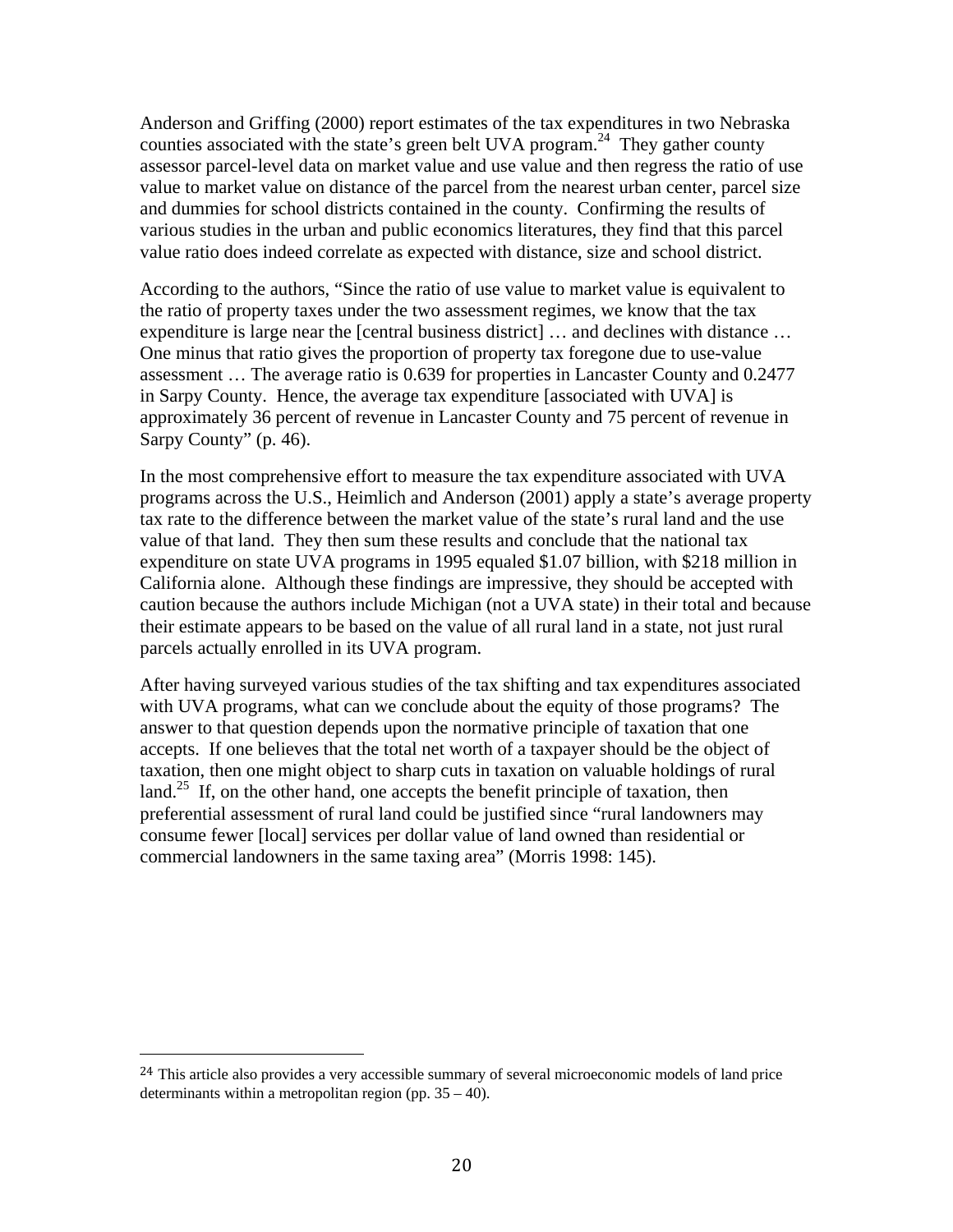Anderson and Griffing (2000) report estimates of the tax expenditures in two Nebraska counties associated with the state's green belt UVA program.[24] They gather county assessor parcel-level data on market value and use value and then regress the ratio of use value to market value on distance of the parcel from the nearest urban center, parcel size and dummies for school districts contained in the county. Confirming the results of various studies in the urban and public economics literatures, they find that this parcel value ratio does indeed correlate as expected with distance, size and school district.

According to the authors, "Since the ratio of use value to market value is equivalent to the ratio of property taxes under the two assessment regimes, we know that the tax expenditure is large near the [central business district] … and declines with distance … One minus that ratio gives the proportion of property tax foregone due to use-value assessment … The average ratio is 0.639 for properties in Lancaster County and 0.2477 in Sarpy County. Hence, the average tax expenditure [associated with UVA] is approximately 36 percent of revenue in Lancaster County and 75 percent of revenue in Sarpy County" (p. 46).

In the most comprehensive effort to measure the tax expenditure associated with UVA programs across the U.S., Heimlich and Anderson (2001) apply a state's average property tax rate to the difference between the market value of the state's rural land and the use value of that land. They then sum these results and conclude that the national tax expenditure on state UVA programs in 1995 equaled $1.07 billion, with $218 million in California alone. Although these findings are impressive, they should be accepted with caution because the authors include Michigan (not a UVA state) in their total and because their estimate appears to be based on the value of all rural land in a state, not just rural parcels actually enrolled in its UVA program.

After having surveyed various studies of the tax shifting and tax expenditures associated with UVA programs, what can we conclude about the equity of those programs? The answer to that question depends upon the normative principle of taxation that one accepts. If one believes that the total net worth of a taxpayer should be the object of taxation, then one might object to sharp cuts in taxation on valuable holdings of rural land.[25] If, on the other hand, one accepts the benefit principle of taxation, then preferential assessment of rural land could be justified since "rural landowners may consume fewer [local] services per dollar value of land owned than residential or commercial landowners in the same taxing area" (Morris 1998: 145).

---

[24] This article also provides a very accessible summary of several microeconomic models of land price determinants within a metropolitan region (pp. 35 – 40).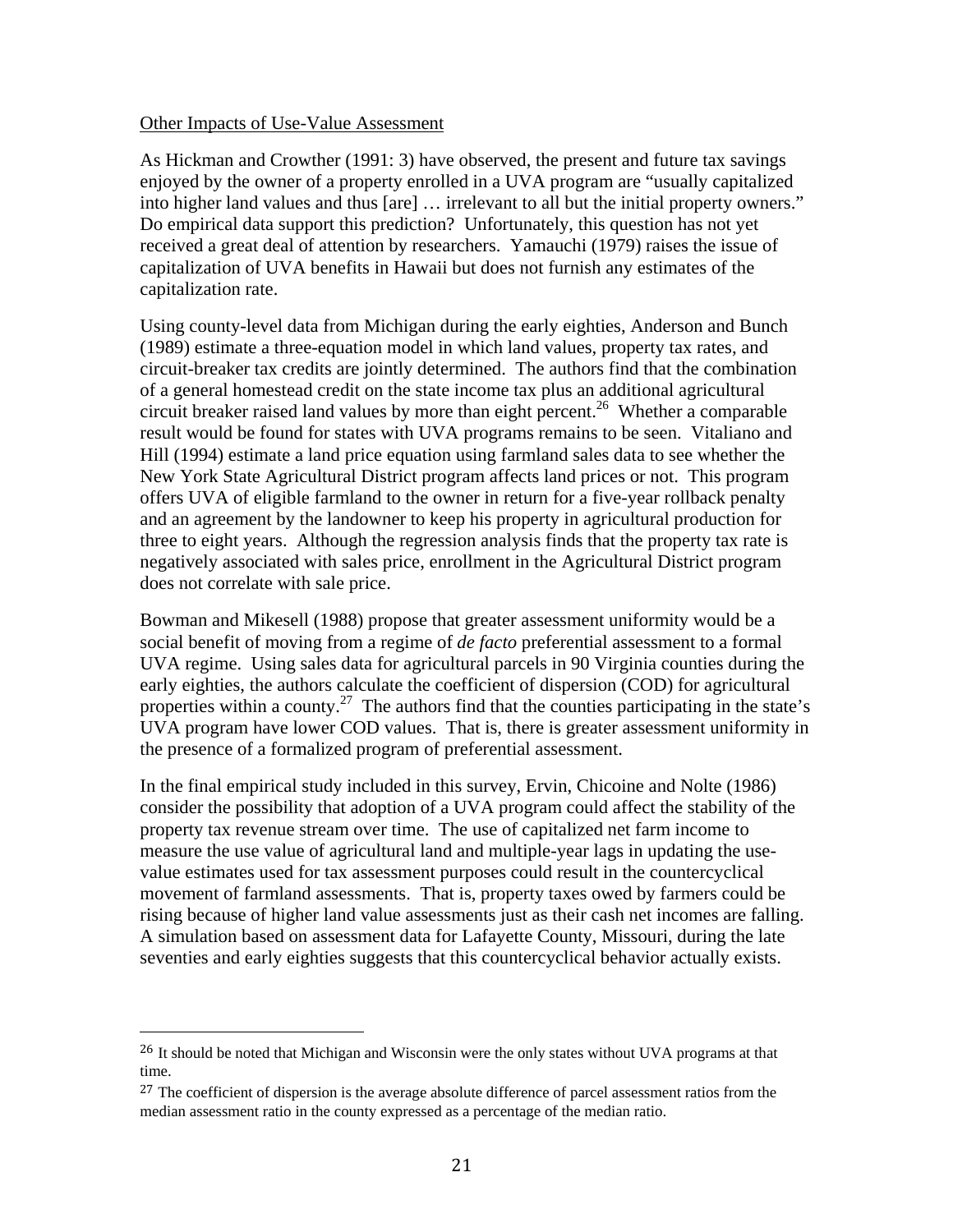Other Impacts of Use-Value Assessment

As Hickman and Crowther (1991: 3) have observed, the present and future tax savings enjoyed by the owner of a property enrolled in a UVA program are "usually capitalized into higher land values and thus [are] … irrelevant to all but the initial property owners." Do empirical data support this prediction? Unfortunately, this question has not yet received a great deal of attention by researchers. Yamauchi (1979) raises the issue of capitalization of UVA benefits in Hawaii but does not furnish any estimates of the capitalization rate.

Using county-level data from Michigan during the early eighties, Anderson and Bunch (1989) estimate a three-equation model in which land values, property tax rates, and circuit-breaker tax credits are jointly determined. The authors find that the combination of a general homestead credit on the state income tax plus an additional agricultural circuit breaker raised land values by more than eight percent.[26] Whether a comparable result would be found for states with UVA programs remains to be seen. Vitaliano and Hill (1994) estimate a land price equation using farmland sales data to see whether the New York State Agricultural District program affects land prices or not. This program offers UVA of eligible farmland to the owner in return for a five-year rollback penalty and an agreement by the landowner to keep his property in agricultural production for three to eight years. Although the regression analysis finds that the property tax rate is negatively associated with sales price, enrollment in the Agricultural District program does not correlate with sale price.

Bowman and Mikesell (1988) propose that greater assessment uniformity would be a social benefit of moving from a regime of *de facto* preferential assessment to a formal UVA regime. Using sales data for agricultural parcels in 90 Virginia counties during the early eighties, the authors calculate the coefficient of dispersion (COD) for agricultural properties within a county.[27] The authors find that the counties participating in the state's UVA program have lower COD values. That is, there is greater assessment uniformity in the presence of a formalized program of preferential assessment.

In the final empirical study included in this survey, Ervin, Chicoine and Nolte (1986) consider the possibility that adoption of a UVA program could affect the stability of the property tax revenue stream over time. The use of capitalized net farm income to measure the use value of agricultural land and multiple-year lags in updating the use-value estimates used for tax assessment purposes could result in the countercyclical movement of farmland assessments. That is, property taxes owed by farmers could be rising because of higher land value assessments just as their cash net incomes are falling. A simulation based on assessment data for Lafayette County, Missouri, during the late seventies and early eighties suggests that this countercyclical behavior actually exists.

---

[26] It should be noted that Michigan and Wisconsin were the only states without UVA programs at that time.

[27] The coefficient of dispersion is the average absolute difference of parcel assessment ratios from the median assessment ratio in the county expressed as a percentage of the median ratio.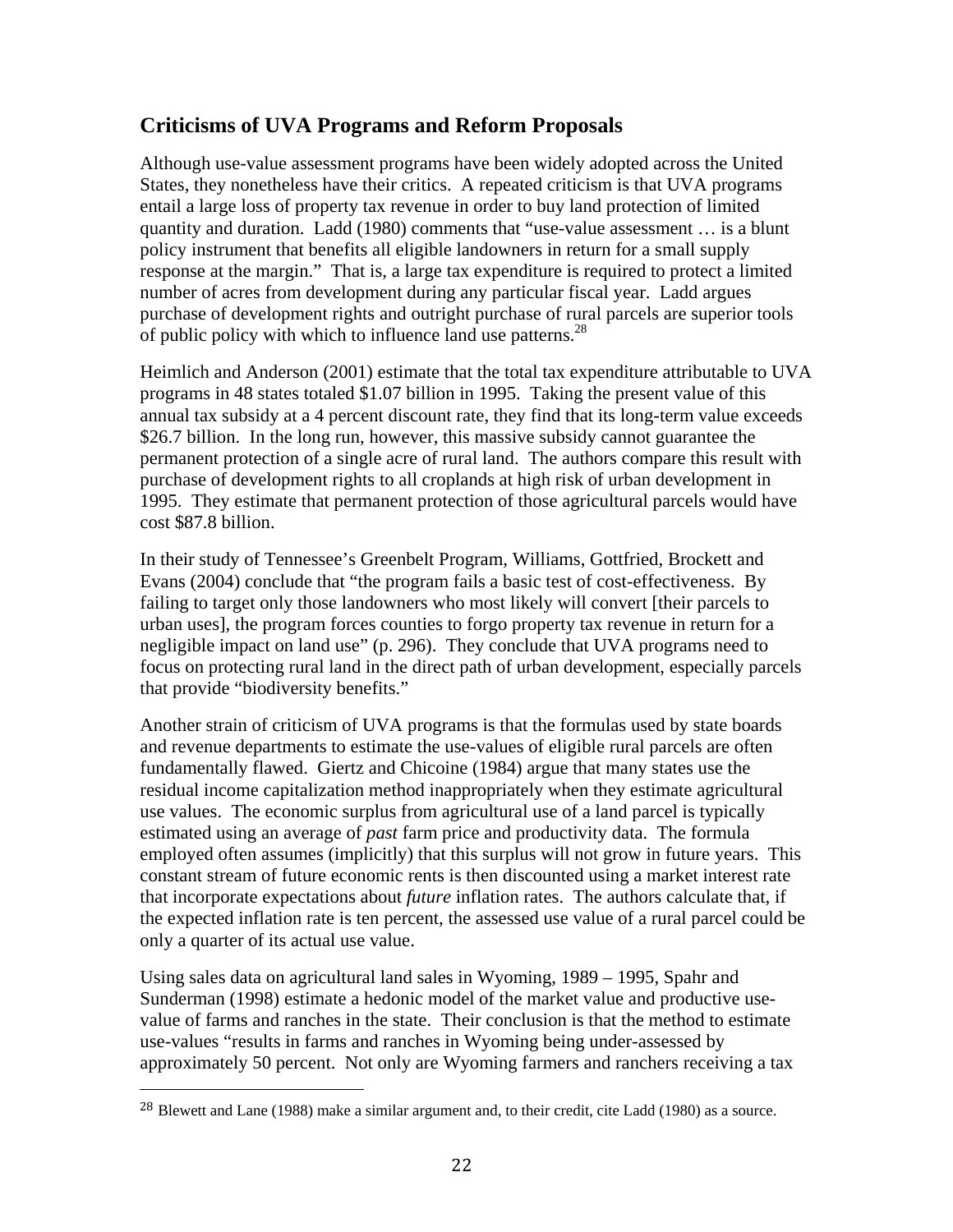## Criticisms of UVA Programs and Reform Proposals

Although use-value assessment programs have been widely adopted across the United States, they nonetheless have their critics. A repeated criticism is that UVA programs entail a large loss of property tax revenue in order to buy land protection of limited quantity and duration. Ladd (1980) comments that "use-value assessment … is a blunt policy instrument that benefits all eligible landowners in return for a small supply response at the margin." That is, a large tax expenditure is required to protect a limited number of acres from development during any particular fiscal year. Ladd argues purchase of development rights and outright purchase of rural parcels are superior tools of public policy with which to influence land use patterns.[28]

Heimlich and Anderson (2001) estimate that the total tax expenditure attributable to UVA programs in 48 states totaled $1.07 billion in 1995. Taking the present value of this annual tax subsidy at a 4 percent discount rate, they find that its long-term value exceeds $26.7 billion. In the long run, however, this massive subsidy cannot guarantee the permanent protection of a single acre of rural land. The authors compare this result with purchase of development rights to all croplands at high risk of urban development in 1995. They estimate that permanent protection of those agricultural parcels would have cost $87.8 billion.

In their study of Tennessee's Greenbelt Program, Williams, Gottfried, Brockett and Evans (2004) conclude that "the program fails a basic test of cost-effectiveness. By failing to target only those landowners who most likely will convert [their parcels to urban uses], the program forces counties to forgo property tax revenue in return for a negligible impact on land use" (p. 296). They conclude that UVA programs need to focus on protecting rural land in the direct path of urban development, especially parcels that provide "biodiversity benefits."

Another strain of criticism of UVA programs is that the formulas used by state boards and revenue departments to estimate the use-values of eligible rural parcels are often fundamentally flawed. Giertz and Chicoine (1984) argue that many states use the residual income capitalization method inappropriately when they estimate agricultural use values. The economic surplus from agricultural use of a land parcel is typically estimated using an average of *past* farm price and productivity data. The formula employed often assumes (implicitly) that this surplus will not grow in future years. This constant stream of future economic rents is then discounted using a market interest rate that incorporate expectations about *future* inflation rates. The authors calculate that, if the expected inflation rate is ten percent, the assessed use value of a rural parcel could be only a quarter of its actual use value.

Using sales data on agricultural land sales in Wyoming, 1989 – 1995, Spahr and Sunderman (1998) estimate a hedonic model of the market value and productive use-value of farms and ranches in the state. Their conclusion is that the method to estimate use-values "results in farms and ranches in Wyoming being under-assessed by approximately 50 percent. Not only are Wyoming farmers and ranchers receiving a tax

---

[28] Blewett and Lane (1988) make a similar argument and, to their credit, cite Ladd (1980) as a source.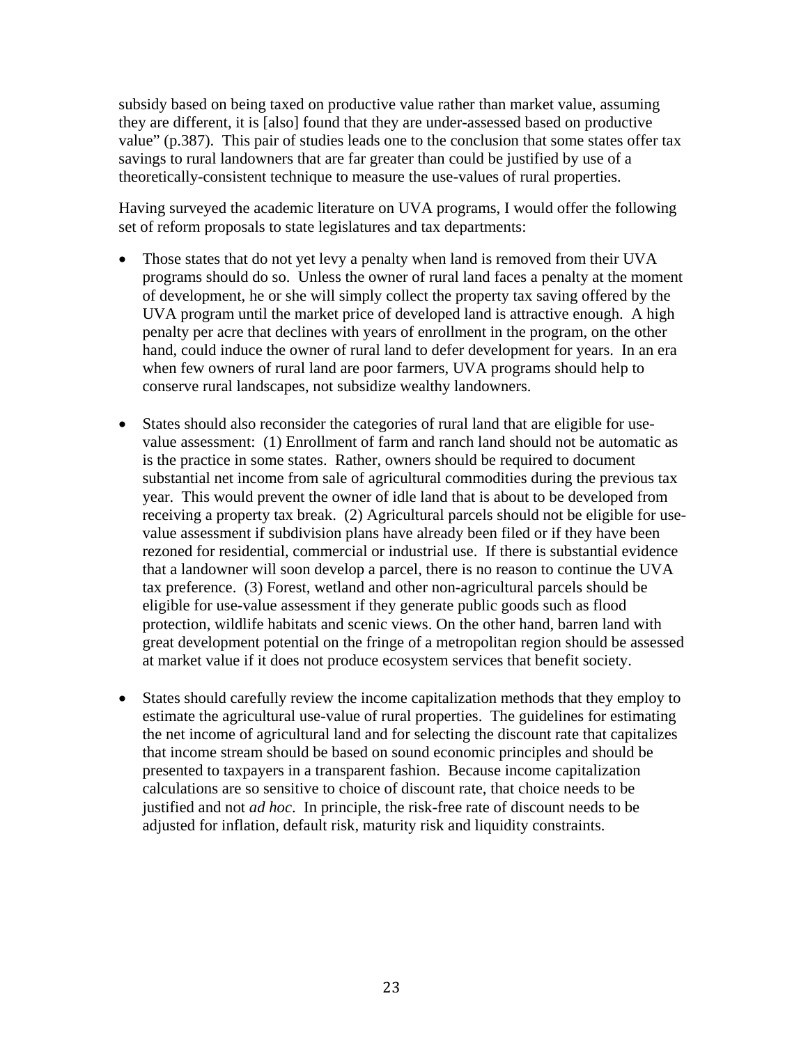subsidy based on being taxed on productive value rather than market value, assuming they are different, it is [also] found that they are under-assessed based on productive value" (p.387). This pair of studies leads one to the conclusion that some states offer tax savings to rural landowners that are far greater than could be justified by use of a theoretically-consistent technique to measure the use-values of rural properties.

Having surveyed the academic literature on UVA programs, I would offer the following set of reform proposals to state legislatures and tax departments:

- Those states that do not yet levy a penalty when land is removed from their UVA programs should do so. Unless the owner of rural land faces a penalty at the moment of development, he or she will simply collect the property tax saving offered by the UVA program until the market price of developed land is attractive enough. A high penalty per acre that declines with years of enrollment in the program, on the other hand, could induce the owner of rural land to defer development for years. In an era when few owners of rural land are poor farmers, UVA programs should help to conserve rural landscapes, not subsidize wealthy landowners.

- States should also reconsider the categories of rural land that are eligible for use-value assessment: (1) Enrollment of farm and ranch land should not be automatic as is the practice in some states. Rather, owners should be required to document substantial net income from sale of agricultural commodities during the previous tax year. This would prevent the owner of idle land that is about to be developed from receiving a property tax break. (2) Agricultural parcels should not be eligible for use-value assessment if subdivision plans have already been filed or if they have been rezoned for residential, commercial or industrial use. If there is substantial evidence that a landowner will soon develop a parcel, there is no reason to continue the UVA tax preference. (3) Forest, wetland and other non-agricultural parcels should be eligible for use-value assessment if they generate public goods such as flood protection, wildlife habitats and scenic views. On the other hand, barren land with great development potential on the fringe of a metropolitan region should be assessed at market value if it does not produce ecosystem services that benefit society.

- States should carefully review the income capitalization methods that they employ to estimate the agricultural use-value of rural properties. The guidelines for estimating the net income of agricultural land and for selecting the discount rate that capitalizes that income stream should be based on sound economic principles and should be presented to taxpayers in a transparent fashion. Because income capitalization calculations are so sensitive to choice of discount rate, that choice needs to be justified and not *ad hoc*. In principle, the risk-free rate of discount needs to be adjusted for inflation, default risk, maturity risk and liquidity constraints.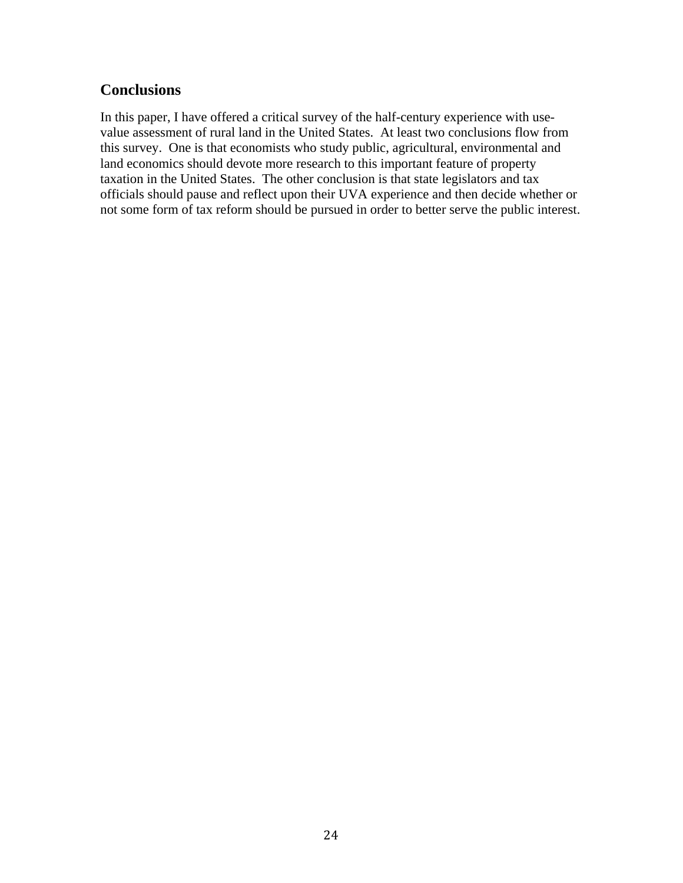## Conclusions

In this paper, I have offered a critical survey of the half-century experience with use-value assessment of rural land in the United States. At least two conclusions flow from this survey. One is that economists who study public, agricultural, environmental and land economics should devote more research to this important feature of property taxation in the United States. The other conclusion is that state legislators and tax officials should pause and reflect upon their UVA experience and then decide whether or not some form of tax reform should be pursued in order to better serve the public interest.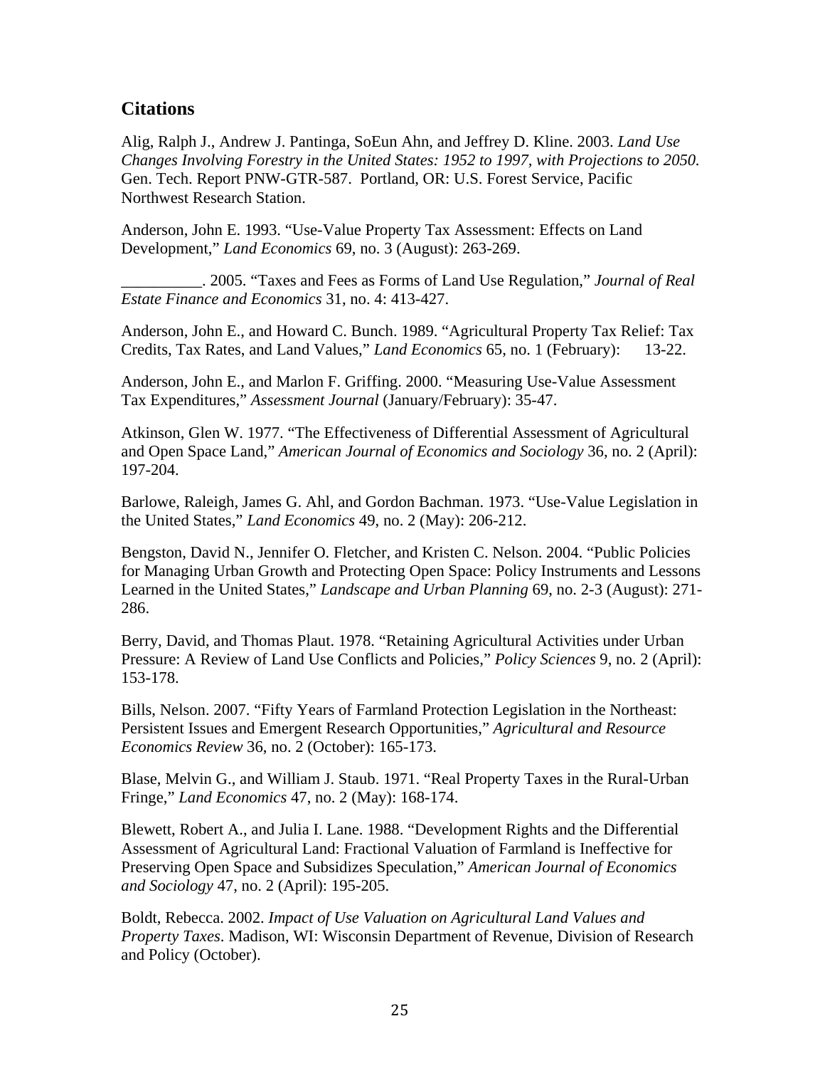## Citations

Alig, Ralph J., Andrew J. Pantinga, SoEun Ahn, and Jeffrey D. Kline. 2003. *Land Use Changes Involving Forestry in the United States: 1952 to 1997, with Projections to 2050.* Gen. Tech. Report PNW-GTR-587. Portland, OR: U.S. Forest Service, Pacific Northwest Research Station.

Anderson, John E. 1993. "Use-Value Property Tax Assessment: Effects on Land Development," *Land Economics* 69, no. 3 (August): 263-269.

__________. 2005. "Taxes and Fees as Forms of Land Use Regulation," *Journal of Real Estate Finance and Economics* 31, no. 4: 413-427.

Anderson, John E., and Howard C. Bunch. 1989. "Agricultural Property Tax Relief: Tax Credits, Tax Rates, and Land Values," *Land Economics* 65, no. 1 (February): 13-22.

Anderson, John E., and Marlon F. Griffing. 2000. "Measuring Use-Value Assessment Tax Expenditures," *Assessment Journal* (January/February): 35-47.

Atkinson, Glen W. 1977. "The Effectiveness of Differential Assessment of Agricultural and Open Space Land," *American Journal of Economics and Sociology* 36, no. 2 (April): 197-204.

Barlowe, Raleigh, James G. Ahl, and Gordon Bachman. 1973. "Use-Value Legislation in the United States," *Land Economics* 49, no. 2 (May): 206-212.

Bengston, David N., Jennifer O. Fletcher, and Kristen C. Nelson. 2004. "Public Policies for Managing Urban Growth and Protecting Open Space: Policy Instruments and Lessons Learned in the United States," *Landscape and Urban Planning* 69, no. 2-3 (August): 271-286.

Berry, David, and Thomas Plaut. 1978. "Retaining Agricultural Activities under Urban Pressure: A Review of Land Use Conflicts and Policies," *Policy Sciences* 9, no. 2 (April): 153-178.

Bills, Nelson. 2007. "Fifty Years of Farmland Protection Legislation in the Northeast: Persistent Issues and Emergent Research Opportunities," *Agricultural and Resource Economics Review* 36, no. 2 (October): 165-173.

Blase, Melvin G., and William J. Staub. 1971. "Real Property Taxes in the Rural-Urban Fringe," *Land Economics* 47, no. 2 (May): 168-174.

Blewett, Robert A., and Julia I. Lane. 1988. "Development Rights and the Differential Assessment of Agricultural Land: Fractional Valuation of Farmland is Ineffective for Preserving Open Space and Subsidizes Speculation," *American Journal of Economics and Sociology* 47, no. 2 (April): 195-205.

Boldt, Rebecca. 2002. *Impact of Use Valuation on Agricultural Land Values and Property Taxes*. Madison, WI: Wisconsin Department of Revenue, Division of Research and Policy (October).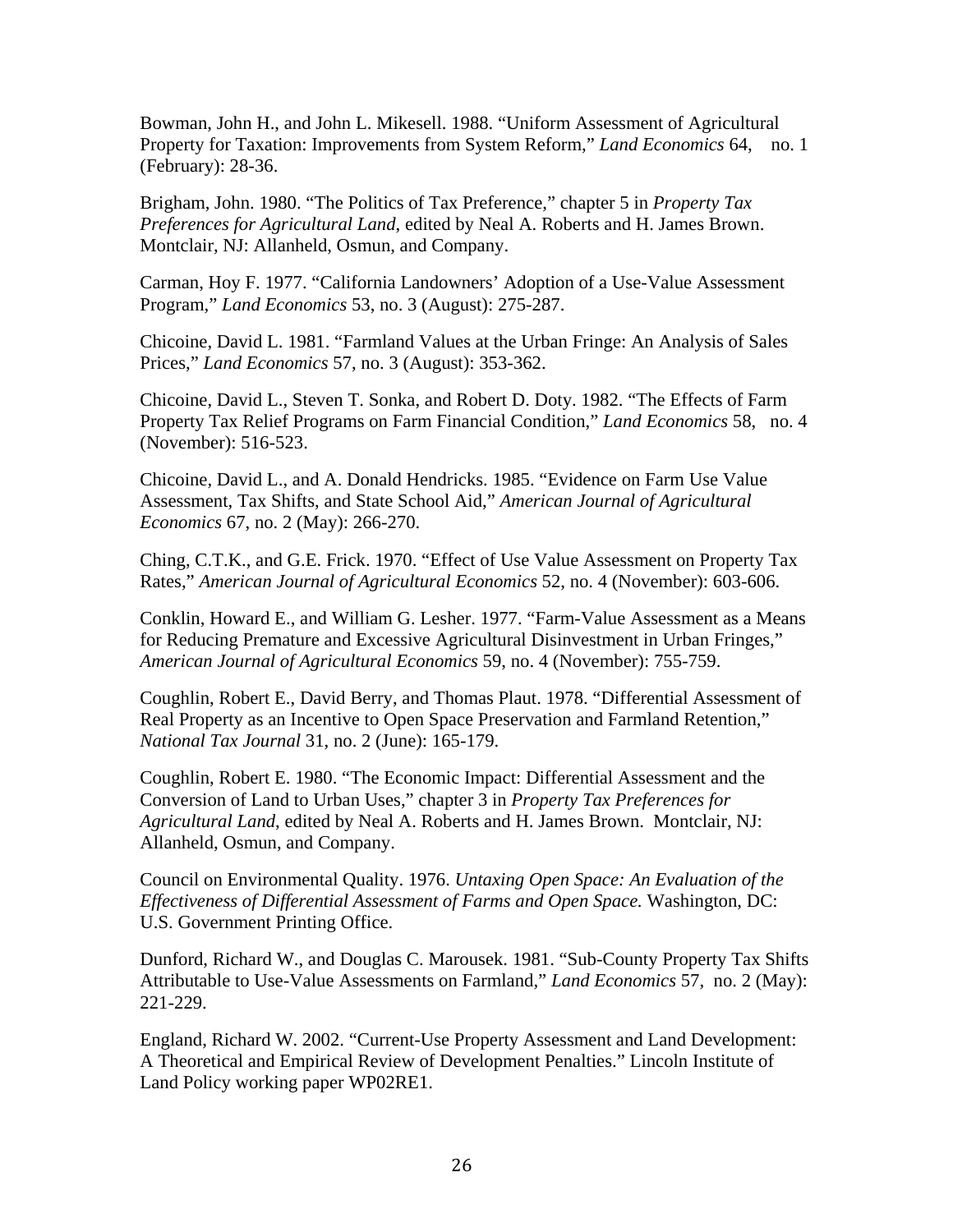Bowman, John H., and John L. Mikesell. 1988. "Uniform Assessment of Agricultural Property for Taxation: Improvements from System Reform," *Land Economics* 64, no. 1 (February): 28-36.

Brigham, John. 1980. "The Politics of Tax Preference," chapter 5 in *Property Tax Preferences for Agricultural Land*, edited by Neal A. Roberts and H. James Brown. Montclair, NJ: Allanheld, Osmun, and Company.

Carman, Hoy F. 1977. "California Landowners' Adoption of a Use-Value Assessment Program," *Land Economics* 53, no. 3 (August): 275-287.

Chicoine, David L. 1981. "Farmland Values at the Urban Fringe: An Analysis of Sales Prices," *Land Economics* 57, no. 3 (August): 353-362.

Chicoine, David L., Steven T. Sonka, and Robert D. Doty. 1982. "The Effects of Farm Property Tax Relief Programs on Farm Financial Condition," *Land Economics* 58, no. 4 (November): 516-523.

Chicoine, David L., and A. Donald Hendricks. 1985. "Evidence on Farm Use Value Assessment, Tax Shifts, and State School Aid," *American Journal of Agricultural Economics* 67, no. 2 (May): 266-270.

Ching, C.T.K., and G.E. Frick. 1970. "Effect of Use Value Assessment on Property Tax Rates," *American Journal of Agricultural Economics* 52, no. 4 (November): 603-606.

Conklin, Howard E., and William G. Lesher. 1977. "Farm-Value Assessment as a Means for Reducing Premature and Excessive Agricultural Disinvestment in Urban Fringes," *American Journal of Agricultural Economics* 59, no. 4 (November): 755-759.

Coughlin, Robert E., David Berry, and Thomas Plaut. 1978. "Differential Assessment of Real Property as an Incentive to Open Space Preservation and Farmland Retention," *National Tax Journal* 31, no. 2 (June): 165-179.

Coughlin, Robert E. 1980. "The Economic Impact: Differential Assessment and the Conversion of Land to Urban Uses," chapter 3 in *Property Tax Preferences for Agricultural Land*, edited by Neal A. Roberts and H. James Brown. Montclair, NJ: Allanheld, Osmun, and Company.

Council on Environmental Quality. 1976. *Untaxing Open Space: An Evaluation of the Effectiveness of Differential Assessment of Farms and Open Space.* Washington, DC: U.S. Government Printing Office.

Dunford, Richard W., and Douglas C. Marousek. 1981. "Sub-County Property Tax Shifts Attributable to Use-Value Assessments on Farmland," *Land Economics* 57, no. 2 (May): 221-229.

England, Richard W. 2002. "Current-Use Property Assessment and Land Development: A Theoretical and Empirical Review of Development Penalties." Lincoln Institute of Land Policy working paper WP02RE1.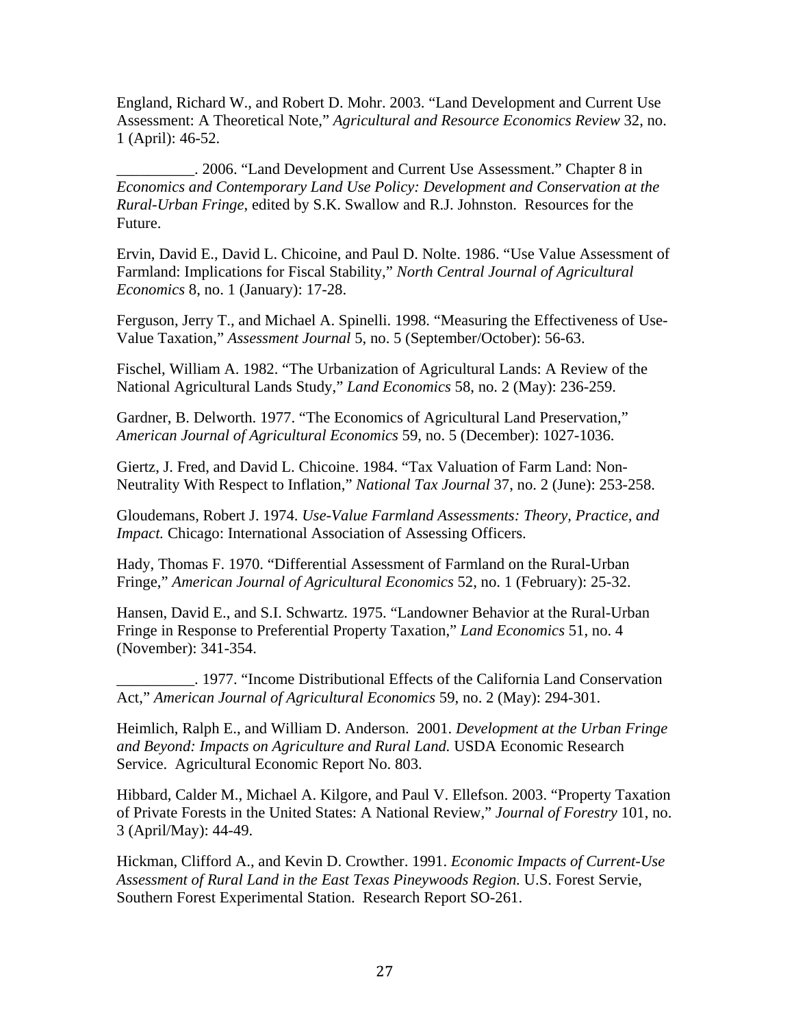England, Richard W., and Robert D. Mohr. 2003. "Land Development and Current Use Assessment: A Theoretical Note," *Agricultural and Resource Economics Review* 32, no. 1 (April): 46-52.

__________. 2006. "Land Development and Current Use Assessment." Chapter 8 in *Economics and Contemporary Land Use Policy: Development and Conservation at the Rural-Urban Fringe*, edited by S.K. Swallow and R.J. Johnston. Resources for the Future.

Ervin, David E., David L. Chicoine, and Paul D. Nolte. 1986. "Use Value Assessment of Farmland: Implications for Fiscal Stability," *North Central Journal of Agricultural Economics* 8, no. 1 (January): 17-28.

Ferguson, Jerry T., and Michael A. Spinelli. 1998. "Measuring the Effectiveness of Use-Value Taxation," *Assessment Journal* 5, no. 5 (September/October): 56-63.

Fischel, William A. 1982. "The Urbanization of Agricultural Lands: A Review of the National Agricultural Lands Study," *Land Economics* 58, no. 2 (May): 236-259.

Gardner, B. Delworth. 1977. "The Economics of Agricultural Land Preservation," *American Journal of Agricultural Economics* 59, no. 5 (December): 1027-1036.

Giertz, J. Fred, and David L. Chicoine. 1984. "Tax Valuation of Farm Land: Non-Neutrality With Respect to Inflation," *National Tax Journal* 37, no. 2 (June): 253-258.

Gloudemans, Robert J. 1974. *Use-Value Farmland Assessments: Theory, Practice, and Impact.* Chicago: International Association of Assessing Officers.

Hady, Thomas F. 1970. "Differential Assessment of Farmland on the Rural-Urban Fringe," *American Journal of Agricultural Economics* 52, no. 1 (February): 25-32.

Hansen, David E., and S.I. Schwartz. 1975. "Landowner Behavior at the Rural-Urban Fringe in Response to Preferential Property Taxation," *Land Economics* 51, no. 4 (November): 341-354.

__________. 1977. "Income Distributional Effects of the California Land Conservation Act," *American Journal of Agricultural Economics* 59, no. 2 (May): 294-301.

Heimlich, Ralph E., and William D. Anderson. 2001. *Development at the Urban Fringe and Beyond: Impacts on Agriculture and Rural Land.* USDA Economic Research Service. Agricultural Economic Report No. 803.

Hibbard, Calder M., Michael A. Kilgore, and Paul V. Ellefson. 2003. "Property Taxation of Private Forests in the United States: A National Review," *Journal of Forestry* 101, no. 3 (April/May): 44-49.

Hickman, Clifford A., and Kevin D. Crowther. 1991. *Economic Impacts of Current-Use Assessment of Rural Land in the East Texas Pineywoods Region.* U.S. Forest Servie, Southern Forest Experimental Station. Research Report SO-261.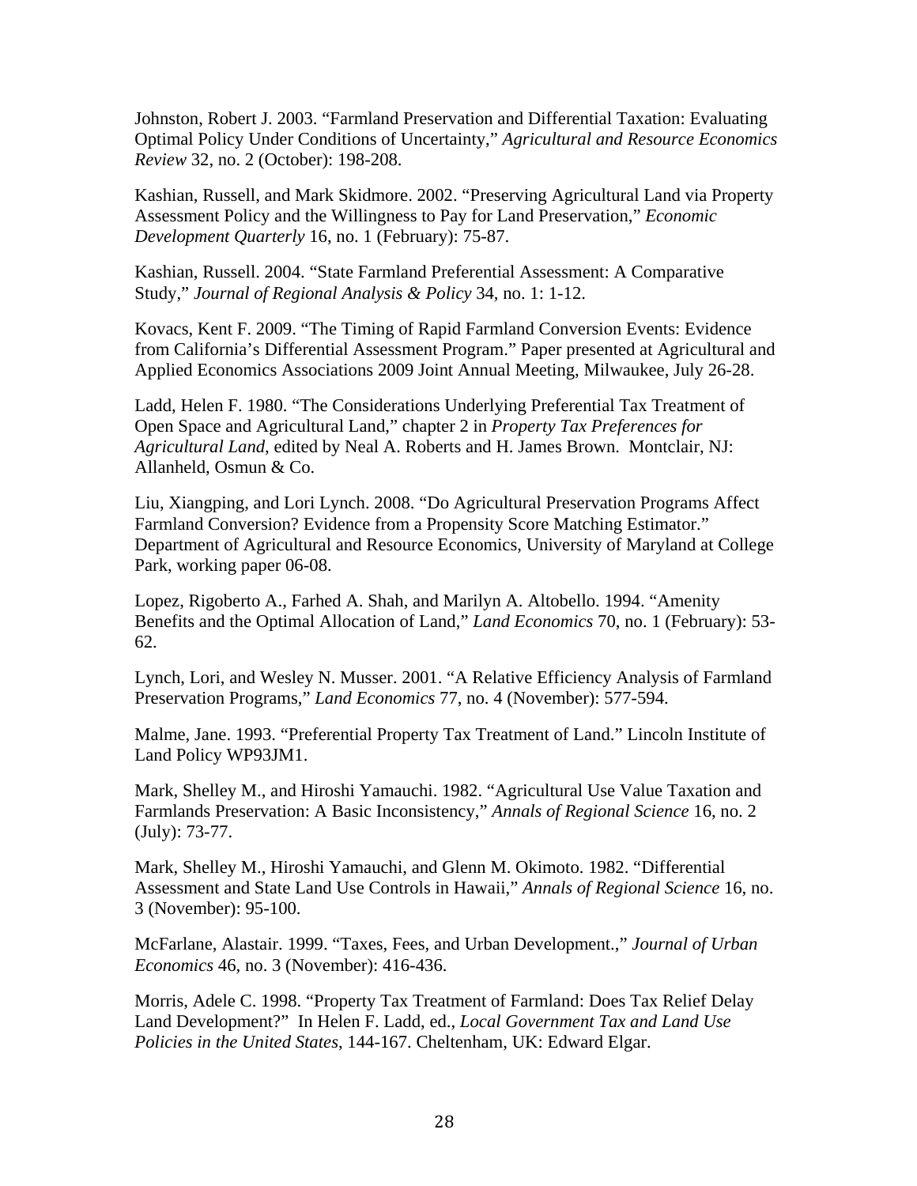Johnston, Robert J. 2003. "Farmland Preservation and Differential Taxation: Evaluating Optimal Policy Under Conditions of Uncertainty," *Agricultural and Resource Economics Review* 32, no. 2 (October): 198-208.

Kashian, Russell, and Mark Skidmore. 2002. "Preserving Agricultural Land via Property Assessment Policy and the Willingness to Pay for Land Preservation," *Economic Development Quarterly* 16, no. 1 (February): 75-87.

Kashian, Russell. 2004. "State Farmland Preferential Assessment: A Comparative Study," *Journal of Regional Analysis & Policy* 34, no. 1: 1-12.

Kovacs, Kent F. 2009. "The Timing of Rapid Farmland Conversion Events: Evidence from California's Differential Assessment Program." Paper presented at Agricultural and Applied Economics Associations 2009 Joint Annual Meeting, Milwaukee, July 26-28.

Ladd, Helen F. 1980. "The Considerations Underlying Preferential Tax Treatment of Open Space and Agricultural Land," chapter 2 in *Property Tax Preferences for Agricultural Land*, edited by Neal A. Roberts and H. James Brown. Montclair, NJ: Allanheld, Osmun & Co.

Liu, Xiangping, and Lori Lynch. 2008. "Do Agricultural Preservation Programs Affect Farmland Conversion? Evidence from a Propensity Score Matching Estimator." Department of Agricultural and Resource Economics, University of Maryland at College Park, working paper 06-08.

Lopez, Rigoberto A., Farhed A. Shah, and Marilyn A. Altobello. 1994. "Amenity Benefits and the Optimal Allocation of Land," *Land Economics* 70, no. 1 (February): 53-62.

Lynch, Lori, and Wesley N. Musser. 2001. "A Relative Efficiency Analysis of Farmland Preservation Programs," *Land Economics* 77, no. 4 (November): 577-594.

Malme, Jane. 1993. "Preferential Property Tax Treatment of Land." Lincoln Institute of Land Policy WP93JM1.

Mark, Shelley M., and Hiroshi Yamauchi. 1982. "Agricultural Use Value Taxation and Farmlands Preservation: A Basic Inconsistency," *Annals of Regional Science* 16, no. 2 (July): 73-77.

Mark, Shelley M., Hiroshi Yamauchi, and Glenn M. Okimoto. 1982. "Differential Assessment and State Land Use Controls in Hawaii," *Annals of Regional Science* 16, no. 3 (November): 95-100.

McFarlane, Alastair. 1999. "Taxes, Fees, and Urban Development.," *Journal of Urban Economics* 46, no. 3 (November): 416-436.

Morris, Adele C. 1998. "Property Tax Treatment of Farmland: Does Tax Relief Delay Land Development?" In Helen F. Ladd, ed., *Local Government Tax and Land Use Policies in the United States*, 144-167. Cheltenham, UK: Edward Elgar.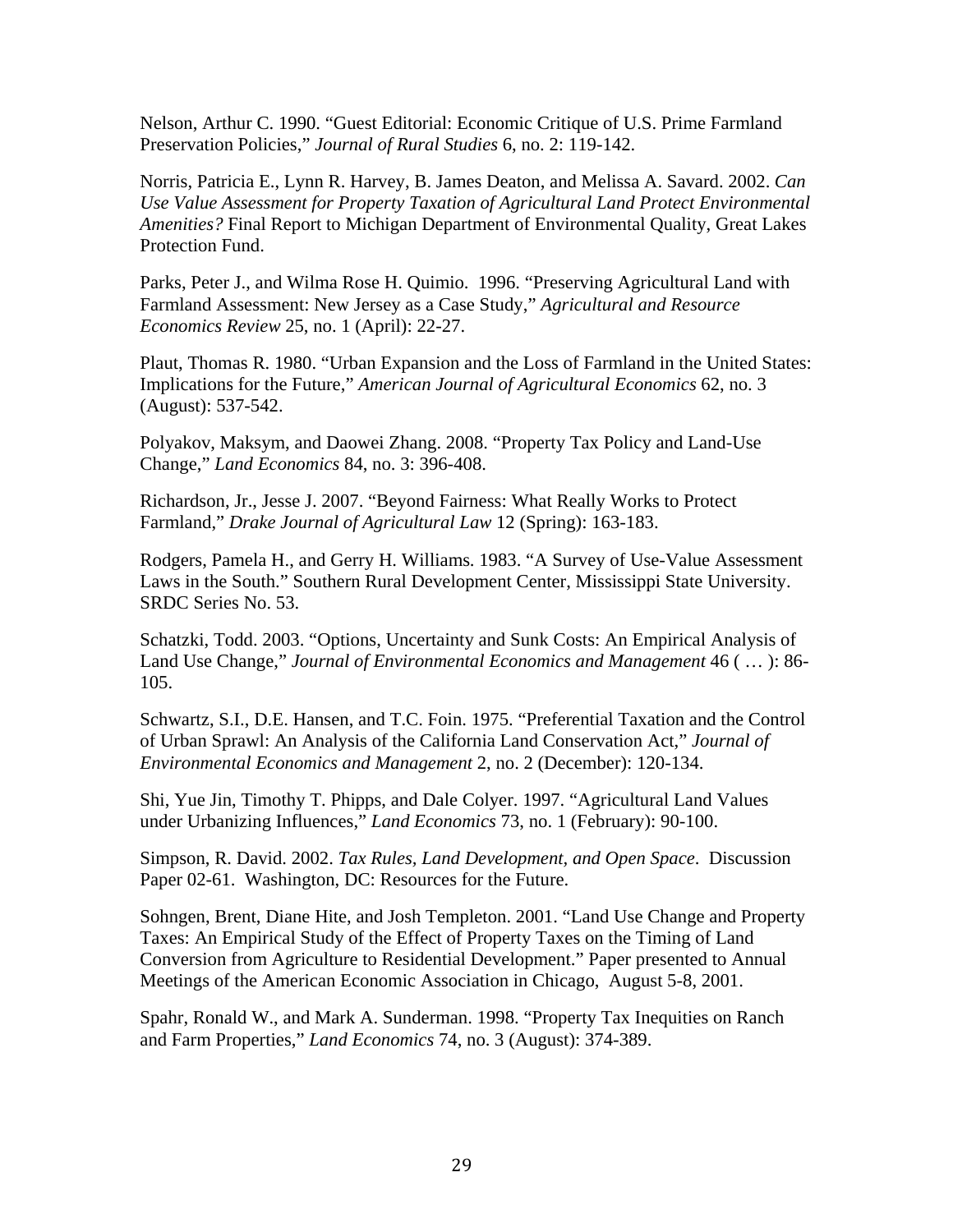Nelson, Arthur C. 1990. "Guest Editorial: Economic Critique of U.S. Prime Farmland Preservation Policies," *Journal of Rural Studies* 6, no. 2: 119-142.

Norris, Patricia E., Lynn R. Harvey, B. James Deaton, and Melissa A. Savard. 2002. *Can Use Value Assessment for Property Taxation of Agricultural Land Protect Environmental Amenities?* Final Report to Michigan Department of Environmental Quality, Great Lakes Protection Fund.

Parks, Peter J., and Wilma Rose H. Quimio. 1996. "Preserving Agricultural Land with Farmland Assessment: New Jersey as a Case Study," *Agricultural and Resource Economics Review* 25, no. 1 (April): 22-27.

Plaut, Thomas R. 1980. "Urban Expansion and the Loss of Farmland in the United States: Implications for the Future," *American Journal of Agricultural Economics* 62, no. 3 (August): 537-542.

Polyakov, Maksym, and Daowei Zhang. 2008. "Property Tax Policy and Land-Use Change," *Land Economics* 84, no. 3: 396-408.

Richardson, Jr., Jesse J. 2007. "Beyond Fairness: What Really Works to Protect Farmland," *Drake Journal of Agricultural Law* 12 (Spring): 163-183.

Rodgers, Pamela H., and Gerry H. Williams. 1983. "A Survey of Use-Value Assessment Laws in the South." Southern Rural Development Center, Mississippi State University. SRDC Series No. 53.

Schatzki, Todd. 2003. "Options, Uncertainty and Sunk Costs: An Empirical Analysis of Land Use Change," *Journal of Environmental Economics and Management* 46 ( … ): 86-105.

Schwartz, S.I., D.E. Hansen, and T.C. Foin. 1975. "Preferential Taxation and the Control of Urban Sprawl: An Analysis of the California Land Conservation Act," *Journal of Environmental Economics and Management* 2, no. 2 (December): 120-134.

Shi, Yue Jin, Timothy T. Phipps, and Dale Colyer. 1997. "Agricultural Land Values under Urbanizing Influences," *Land Economics* 73, no. 1 (February): 90-100.

Simpson, R. David. 2002. *Tax Rules, Land Development, and Open Space*. Discussion Paper 02-61. Washington, DC: Resources for the Future.

Sohngen, Brent, Diane Hite, and Josh Templeton. 2001. "Land Use Change and Property Taxes: An Empirical Study of the Effect of Property Taxes on the Timing of Land Conversion from Agriculture to Residential Development." Paper presented to Annual Meetings of the American Economic Association in Chicago, August 5-8, 2001.

Spahr, Ronald W., and Mark A. Sunderman. 1998. "Property Tax Inequities on Ranch and Farm Properties," *Land Economics* 74, no. 3 (August): 374-389.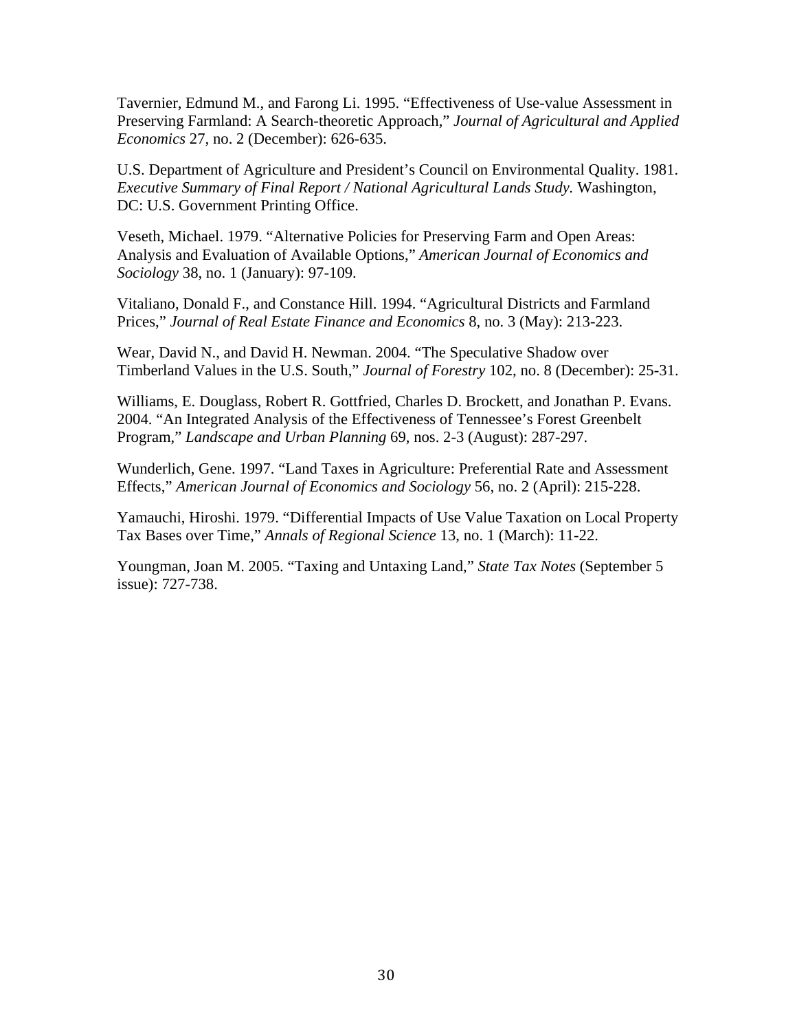Tavernier, Edmund M., and Farong Li. 1995. "Effectiveness of Use-value Assessment in Preserving Farmland: A Search-theoretic Approach," *Journal of Agricultural and Applied Economics* 27, no. 2 (December): 626-635.

U.S. Department of Agriculture and President's Council on Environmental Quality. 1981. *Executive Summary of Final Report / National Agricultural Lands Study.* Washington, DC: U.S. Government Printing Office.

Veseth, Michael. 1979. "Alternative Policies for Preserving Farm and Open Areas: Analysis and Evaluation of Available Options," *American Journal of Economics and Sociology* 38, no. 1 (January): 97-109.

Vitaliano, Donald F., and Constance Hill. 1994. "Agricultural Districts and Farmland Prices," *Journal of Real Estate Finance and Economics* 8, no. 3 (May): 213-223.

Wear, David N., and David H. Newman. 2004. "The Speculative Shadow over Timberland Values in the U.S. South," *Journal of Forestry* 102, no. 8 (December): 25-31.

Williams, E. Douglass, Robert R. Gottfried, Charles D. Brockett, and Jonathan P. Evans. 2004. "An Integrated Analysis of the Effectiveness of Tennessee's Forest Greenbelt Program," *Landscape and Urban Planning* 69, nos. 2-3 (August): 287-297.

Wunderlich, Gene. 1997. "Land Taxes in Agriculture: Preferential Rate and Assessment Effects," *American Journal of Economics and Sociology* 56, no. 2 (April): 215-228.

Yamauchi, Hiroshi. 1979. "Differential Impacts of Use Value Taxation on Local Property Tax Bases over Time," *Annals of Regional Science* 13, no. 1 (March): 11-22.

Youngman, Joan M. 2005. "Taxing and Untaxing Land," *State Tax Notes* (September 5 issue): 727-738.